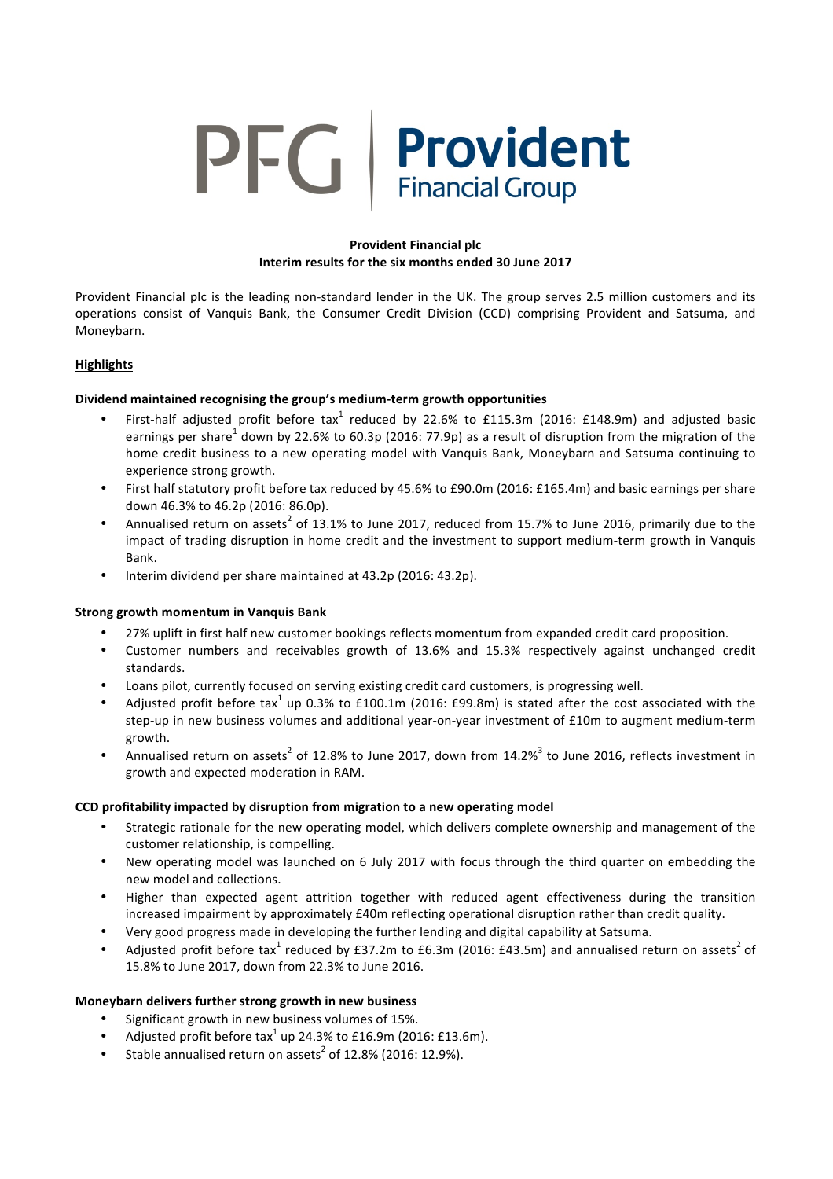PFG | **Provident** Financial Group

**Provident Financial plc**
**Interim results for the six months ended 30 June 2017**

Provident Financial plc is the leading non-standard lender in the UK. The group serves 2.5 million customers and its operations consist of Vanquis Bank, the Consumer Credit Division (CCD) comprising Provident and Satsuma, and Moneybarn.

## Highlights

**Dividend maintained recognising the group's medium-term growth opportunities**

- First-half adjusted profit before tax[1] reduced by 22.6% to £115.3m (2016: £148.9m) and adjusted basic earnings per share[1] down by 22.6% to 60.3p (2016: 77.9p) as a result of disruption from the migration of the home credit business to a new operating model with Vanquis Bank, Moneybarn and Satsuma continuing to experience strong growth.
- First half statutory profit before tax reduced by 45.6% to £90.0m (2016: £165.4m) and basic earnings per share down 46.3% to 46.2p (2016: 86.0p).
- Annualised return on assets[2] of 13.1% to June 2017, reduced from 15.7% to June 2016, primarily due to the impact of trading disruption in home credit and the investment to support medium-term growth in Vanquis Bank.
- Interim dividend per share maintained at 43.2p (2016: 43.2p).

**Strong growth momentum in Vanquis Bank**

- 27% uplift in first half new customer bookings reflects momentum from expanded credit card proposition.
- Customer numbers and receivables growth of 13.6% and 15.3% respectively against unchanged credit standards.
- Loans pilot, currently focused on serving existing credit card customers, is progressing well.
- Adjusted profit before tax[1] up 0.3% to £100.1m (2016: £99.8m) is stated after the cost associated with the step-up in new business volumes and additional year-on-year investment of £10m to augment medium-term growth.
- Annualised return on assets[2] of 12.8% to June 2017, down from 14.2%[3] to June 2016, reflects investment in growth and expected moderation in RAM.

**CCD profitability impacted by disruption from migration to a new operating model**

- Strategic rationale for the new operating model, which delivers complete ownership and management of the customer relationship, is compelling.
- New operating model was launched on 6 July 2017 with focus through the third quarter on embedding the new model and collections.
- Higher than expected agent attrition together with reduced agent effectiveness during the transition increased impairment by approximately £40m reflecting operational disruption rather than credit quality.
- Very good progress made in developing the further lending and digital capability at Satsuma.
- Adjusted profit before tax[1] reduced by £37.2m to £6.3m (2016: £43.5m) and annualised return on assets[2] of 15.8% to June 2017, down from 22.3% to June 2016.

**Moneybarn delivers further strong growth in new business**

- Significant growth in new business volumes of 15%.
- Adjusted profit before tax[1] up 24.3% to £16.9m (2016: £13.6m).
- Stable annualised return on assets[2] of 12.8% (2016: 12.9%).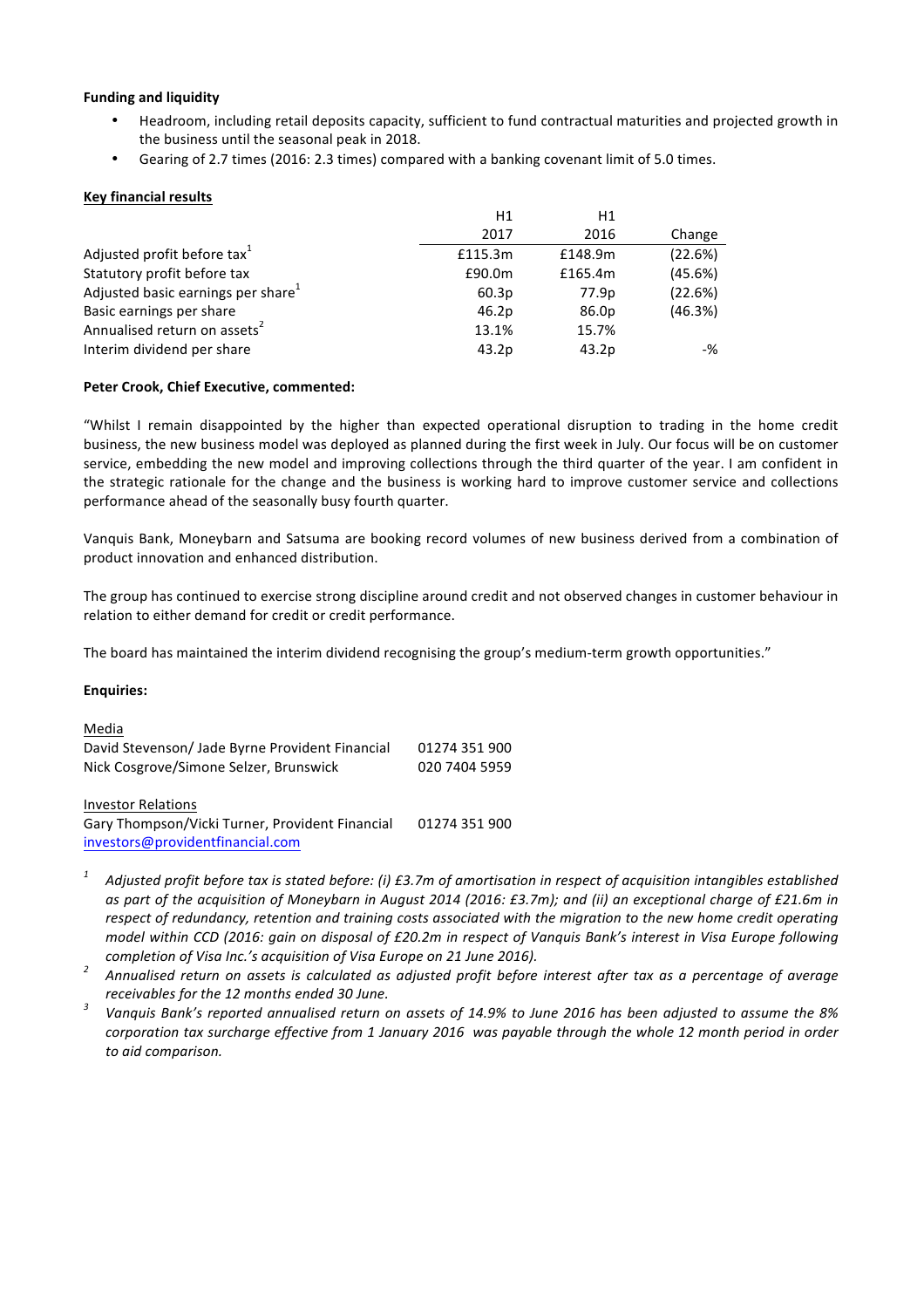**Funding and liquidity**

- Headroom, including retail deposits capacity, sufficient to fund contractual maturities and projected growth in the business until the seasonal peak in 2018.
- Gearing of 2.7 times (2016: 2.3 times) compared with a banking covenant limit of 5.0 times.

**Key financial results**

| | H1 2017 | H1 2016 | Change |
|---|---|---|---|
| Adjusted profit before tax[1] | £115.3m | £148.9m | (22.6%) |
| Statutory profit before tax | £90.0m | £165.4m | (45.6%) |
| Adjusted basic earnings per share[1] | 60.3p | 77.9p | (22.6%) |
| Basic earnings per share | 46.2p | 86.0p | (46.3%) |
| Annualised return on assets[2] | 13.1% | 15.7% | |
| Interim dividend per share | 43.2p | 43.2p | -% |

**Peter Crook, Chief Executive, commented:**

"Whilst I remain disappointed by the higher than expected operational disruption to trading in the home credit business, the new business model was deployed as planned during the first week in July. Our focus will be on customer service, embedding the new model and improving collections through the third quarter of the year. I am confident in the strategic rationale for the change and the business is working hard to improve customer service and collections performance ahead of the seasonally busy fourth quarter.

Vanquis Bank, Moneybarn and Satsuma are booking record volumes of new business derived from a combination of product innovation and enhanced distribution.

The group has continued to exercise strong discipline around credit and not observed changes in customer behaviour in relation to either demand for credit or credit performance.

The board has maintained the interim dividend recognising the group's medium-term growth opportunities."

**Enquiries:**

Media

| | |
|---|---|
| David Stevenson/ Jade Byrne Provident Financial | 01274 351 900 |
| Nick Cosgrove/Simone Selzer, Brunswick | 020 7404 5959 |

Investor Relations

| | |
|---|---|
| Gary Thompson/Vicki Turner, Provident Financial | 01274 351 900 |

investors@providentfinancial.com

[1] *Adjusted profit before tax is stated before: (i) £3.7m of amortisation in respect of acquisition intangibles established as part of the acquisition of Moneybarn in August 2014 (2016: £3.7m); and (ii) an exceptional charge of £21.6m in respect of redundancy, retention and training costs associated with the migration to the new home credit operating model within CCD (2016: gain on disposal of £20.2m in respect of Vanquis Bank's interest in Visa Europe following completion of Visa Inc.'s acquisition of Visa Europe on 21 June 2016).*

[2] *Annualised return on assets is calculated as adjusted profit before interest after tax as a percentage of average receivables for the 12 months ended 30 June.*

[3] *Vanquis Bank's reported annualised return on assets of 14.9% to June 2016 has been adjusted to assume the 8% corporation tax surcharge effective from 1 January 2016 was payable through the whole 12 month period in order to aid comparison.*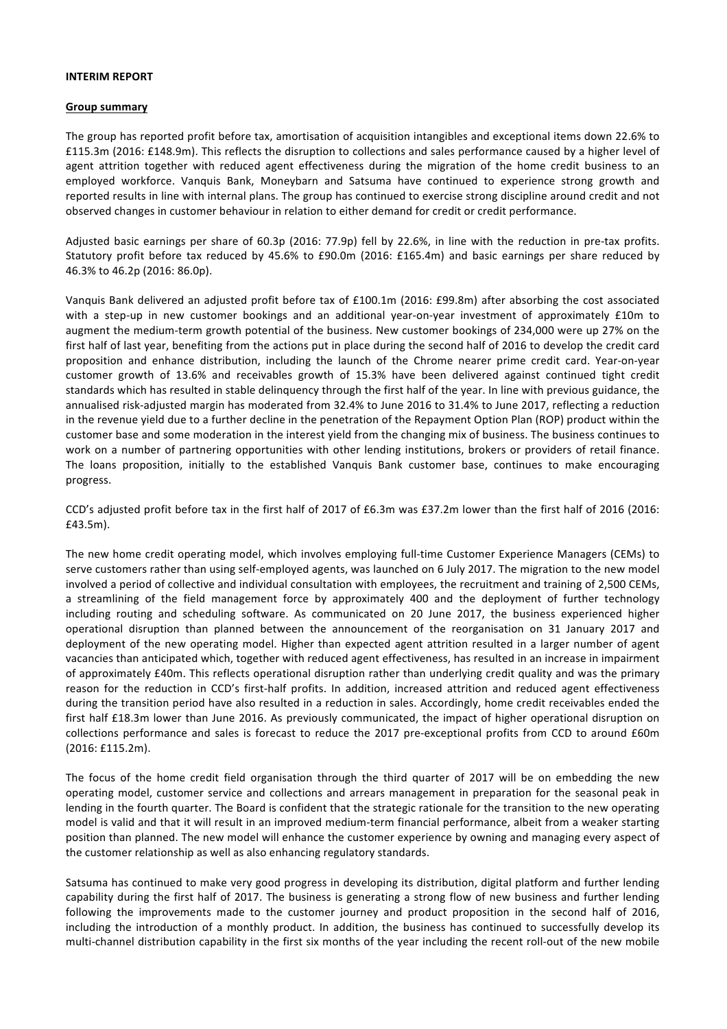**INTERIM REPORT**

**Group summary**

The group has reported profit before tax, amortisation of acquisition intangibles and exceptional items down 22.6% to £115.3m (2016: £148.9m). This reflects the disruption to collections and sales performance caused by a higher level of agent attrition together with reduced agent effectiveness during the migration of the home credit business to an employed workforce. Vanquis Bank, Moneybarn and Satsuma have continued to experience strong growth and reported results in line with internal plans. The group has continued to exercise strong discipline around credit and not observed changes in customer behaviour in relation to either demand for credit or credit performance.

Adjusted basic earnings per share of 60.3p (2016: 77.9p) fell by 22.6%, in line with the reduction in pre-tax profits. Statutory profit before tax reduced by 45.6% to £90.0m (2016: £165.4m) and basic earnings per share reduced by 46.3% to 46.2p (2016: 86.0p).

Vanquis Bank delivered an adjusted profit before tax of £100.1m (2016: £99.8m) after absorbing the cost associated with a step-up in new customer bookings and an additional year-on-year investment of approximately £10m to augment the medium-term growth potential of the business. New customer bookings of 234,000 were up 27% on the first half of last year, benefiting from the actions put in place during the second half of 2016 to develop the credit card proposition and enhance distribution, including the launch of the Chrome nearer prime credit card. Year-on-year customer growth of 13.6% and receivables growth of 15.3% have been delivered against continued tight credit standards which has resulted in stable delinquency through the first half of the year. In line with previous guidance, the annualised risk-adjusted margin has moderated from 32.4% to June 2016 to 31.4% to June 2017, reflecting a reduction in the revenue yield due to a further decline in the penetration of the Repayment Option Plan (ROP) product within the customer base and some moderation in the interest yield from the changing mix of business. The business continues to work on a number of partnering opportunities with other lending institutions, brokers or providers of retail finance. The loans proposition, initially to the established Vanquis Bank customer base, continues to make encouraging progress.

CCD's adjusted profit before tax in the first half of 2017 of £6.3m was £37.2m lower than the first half of 2016 (2016: £43.5m).

The new home credit operating model, which involves employing full-time Customer Experience Managers (CEMs) to serve customers rather than using self-employed agents, was launched on 6 July 2017. The migration to the new model involved a period of collective and individual consultation with employees, the recruitment and training of 2,500 CEMs, a streamlining of the field management force by approximately 400 and the deployment of further technology including routing and scheduling software. As communicated on 20 June 2017, the business experienced higher operational disruption than planned between the announcement of the reorganisation on 31 January 2017 and deployment of the new operating model. Higher than expected agent attrition resulted in a larger number of agent vacancies than anticipated which, together with reduced agent effectiveness, has resulted in an increase in impairment of approximately £40m. This reflects operational disruption rather than underlying credit quality and was the primary reason for the reduction in CCD's first-half profits. In addition, increased attrition and reduced agent effectiveness during the transition period have also resulted in a reduction in sales. Accordingly, home credit receivables ended the first half £18.3m lower than June 2016. As previously communicated, the impact of higher operational disruption on collections performance and sales is forecast to reduce the 2017 pre-exceptional profits from CCD to around £60m (2016: £115.2m).

The focus of the home credit field organisation through the third quarter of 2017 will be on embedding the new operating model, customer service and collections and arrears management in preparation for the seasonal peak in lending in the fourth quarter. The Board is confident that the strategic rationale for the transition to the new operating model is valid and that it will result in an improved medium-term financial performance, albeit from a weaker starting position than planned. The new model will enhance the customer experience by owning and managing every aspect of the customer relationship as well as also enhancing regulatory standards.

Satsuma has continued to make very good progress in developing its distribution, digital platform and further lending capability during the first half of 2017. The business is generating a strong flow of new business and further lending following the improvements made to the customer journey and product proposition in the second half of 2016, including the introduction of a monthly product. In addition, the business has continued to successfully develop its multi-channel distribution capability in the first six months of the year including the recent roll-out of the new mobile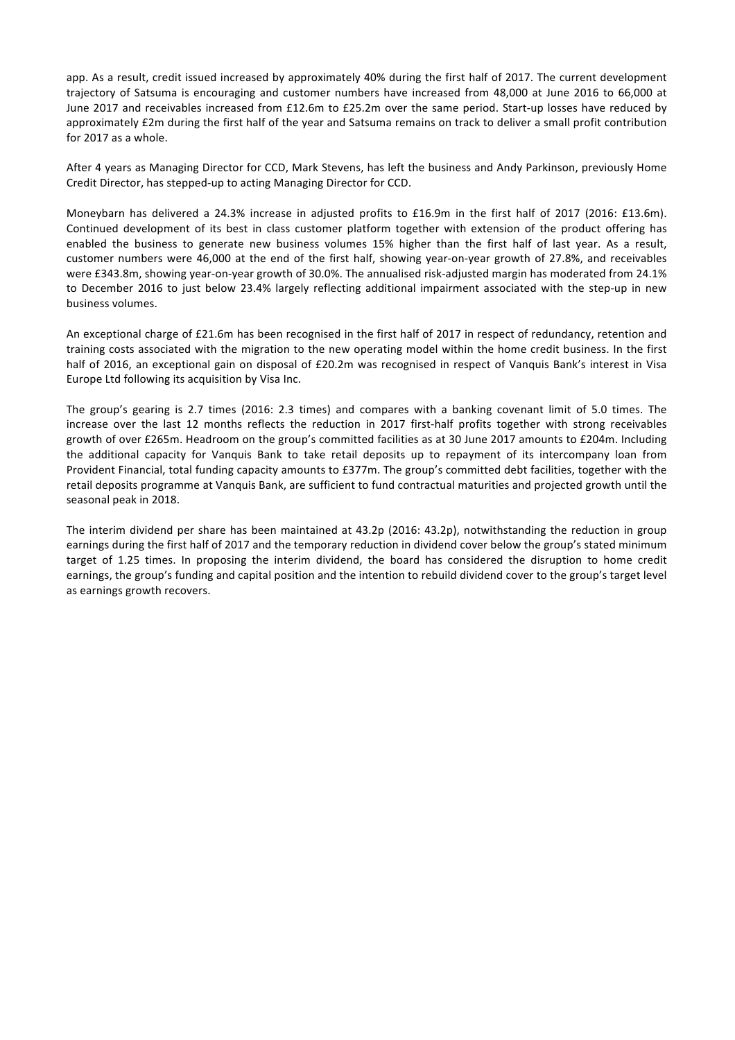app. As a result, credit issued increased by approximately 40% during the first half of 2017. The current development trajectory of Satsuma is encouraging and customer numbers have increased from 48,000 at June 2016 to 66,000 at June 2017 and receivables increased from £12.6m to £25.2m over the same period. Start-up losses have reduced by approximately £2m during the first half of the year and Satsuma remains on track to deliver a small profit contribution for 2017 as a whole.

After 4 years as Managing Director for CCD, Mark Stevens, has left the business and Andy Parkinson, previously Home Credit Director, has stepped-up to acting Managing Director for CCD.

Moneybarn has delivered a 24.3% increase in adjusted profits to £16.9m in the first half of 2017 (2016: £13.6m). Continued development of its best in class customer platform together with extension of the product offering has enabled the business to generate new business volumes 15% higher than the first half of last year. As a result, customer numbers were 46,000 at the end of the first half, showing year-on-year growth of 27.8%, and receivables were £343.8m, showing year-on-year growth of 30.0%. The annualised risk-adjusted margin has moderated from 24.1% to December 2016 to just below 23.4% largely reflecting additional impairment associated with the step-up in new business volumes.

An exceptional charge of £21.6m has been recognised in the first half of 2017 in respect of redundancy, retention and training costs associated with the migration to the new operating model within the home credit business. In the first half of 2016, an exceptional gain on disposal of £20.2m was recognised in respect of Vanquis Bank's interest in Visa Europe Ltd following its acquisition by Visa Inc.

The group's gearing is 2.7 times (2016: 2.3 times) and compares with a banking covenant limit of 5.0 times. The increase over the last 12 months reflects the reduction in 2017 first-half profits together with strong receivables growth of over £265m. Headroom on the group's committed facilities as at 30 June 2017 amounts to £204m. Including the additional capacity for Vanquis Bank to take retail deposits up to repayment of its intercompany loan from Provident Financial, total funding capacity amounts to £377m. The group's committed debt facilities, together with the retail deposits programme at Vanquis Bank, are sufficient to fund contractual maturities and projected growth until the seasonal peak in 2018.

The interim dividend per share has been maintained at 43.2p (2016: 43.2p), notwithstanding the reduction in group earnings during the first half of 2017 and the temporary reduction in dividend cover below the group's stated minimum target of 1.25 times. In proposing the interim dividend, the board has considered the disruption to home credit earnings, the group's funding and capital position and the intention to rebuild dividend cover to the group's target level as earnings growth recovers.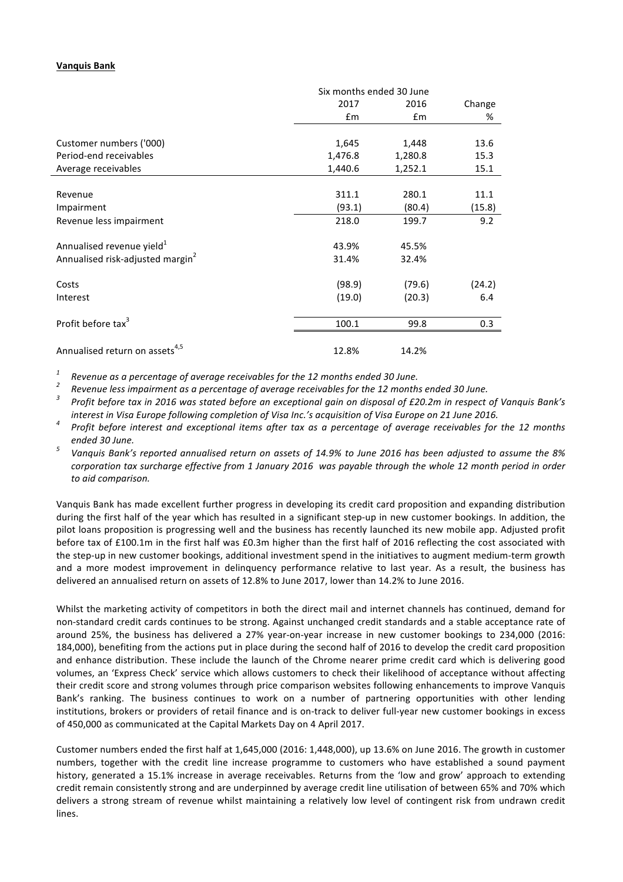**Vanquis Bank**

| | Six months ended 30 June | | |
|---|---|---|---|
| | 2017 | 2016 | Change |
| | £m | £m | % |
| Customer numbers ('000) | 1,645 | 1,448 | 13.6 |
| Period-end receivables | 1,476.8 | 1,280.8 | 15.3 |
| Average receivables | 1,440.6 | 1,252.1 | 15.1 |
| Revenue | 311.1 | 280.1 | 11.1 |
| Impairment | (93.1) | (80.4) | (15.8) |
| Revenue less impairment | 218.0 | 199.7 | 9.2 |
| Annualised revenue yield[1] | 43.9% | 45.5% | |
| Annualised risk-adjusted margin[2] | 31.4% | 32.4% | |
| Costs | (98.9) | (79.6) | (24.2) |
| Interest | (19.0) | (20.3) | 6.4 |
| Profit before tax[3] | 100.1 | 99.8 | 0.3 |
| Annualised return on assets[4,5] | 12.8% | 14.2% | |

[1] *Revenue as a percentage of average receivables for the 12 months ended 30 June.*

[2] *Revenue less impairment as a percentage of average receivables for the 12 months ended 30 June.*

[3] *Profit before tax in 2016 was stated before an exceptional gain on disposal of £20.2m in respect of Vanquis Bank's interest in Visa Europe following completion of Visa Inc.'s acquisition of Visa Europe on 21 June 2016.*

[4] *Profit before interest and exceptional items after tax as a percentage of average receivables for the 12 months ended 30 June.*

[5] *Vanquis Bank's reported annualised return on assets of 14.9% to June 2016 has been adjusted to assume the 8% corporation tax surcharge effective from 1 January 2016 was payable through the whole 12 month period in order to aid comparison.*

Vanquis Bank has made excellent further progress in developing its credit card proposition and expanding distribution during the first half of the year which has resulted in a significant step-up in new customer bookings. In addition, the pilot loans proposition is progressing well and the business has recently launched its new mobile app. Adjusted profit before tax of £100.1m in the first half was £0.3m higher than the first half of 2016 reflecting the cost associated with the step-up in new customer bookings, additional investment spend in the initiatives to augment medium-term growth and a more modest improvement in delinquency performance relative to last year. As a result, the business has delivered an annualised return on assets of 12.8% to June 2017, lower than 14.2% to June 2016.

Whilst the marketing activity of competitors in both the direct mail and internet channels has continued, demand for non-standard credit cards continues to be strong. Against unchanged credit standards and a stable acceptance rate of around 25%, the business has delivered a 27% year-on-year increase in new customer bookings to 234,000 (2016: 184,000), benefiting from the actions put in place during the second half of 2016 to develop the credit card proposition and enhance distribution. These include the launch of the Chrome nearer prime credit card which is delivering good volumes, an 'Express Check' service which allows customers to check their likelihood of acceptance without affecting their credit score and strong volumes through price comparison websites following enhancements to improve Vanquis Bank's ranking. The business continues to work on a number of partnering opportunities with other lending institutions, brokers or providers of retail finance and is on-track to deliver full-year new customer bookings in excess of 450,000 as communicated at the Capital Markets Day on 4 April 2017.

Customer numbers ended the first half at 1,645,000 (2016: 1,448,000), up 13.6% on June 2016. The growth in customer numbers, together with the credit line increase programme to customers who have established a sound payment history, generated a 15.1% increase in average receivables. Returns from the 'low and grow' approach to extending credit remain consistently strong and are underpinned by average credit line utilisation of between 65% and 70% which delivers a strong stream of revenue whilst maintaining a relatively low level of contingent risk from undrawn credit lines.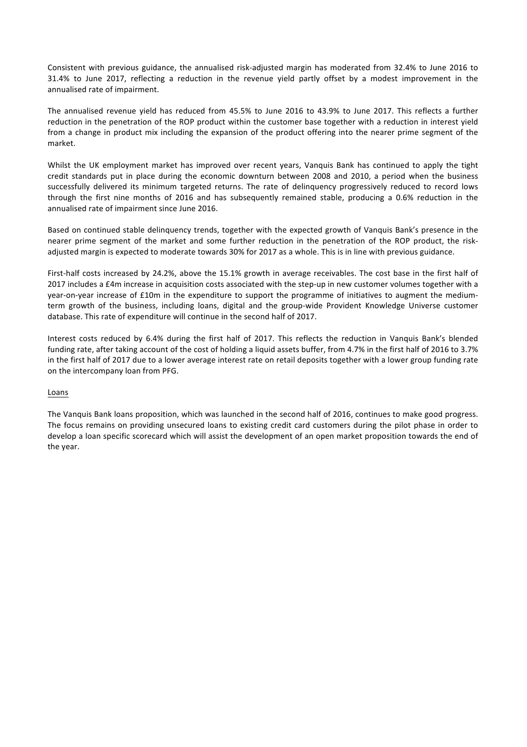Consistent with previous guidance, the annualised risk-adjusted margin has moderated from 32.4% to June 2016 to 31.4% to June 2017, reflecting a reduction in the revenue yield partly offset by a modest improvement in the annualised rate of impairment.

The annualised revenue yield has reduced from 45.5% to June 2016 to 43.9% to June 2017. This reflects a further reduction in the penetration of the ROP product within the customer base together with a reduction in interest yield from a change in product mix including the expansion of the product offering into the nearer prime segment of the market.

Whilst the UK employment market has improved over recent years, Vanquis Bank has continued to apply the tight credit standards put in place during the economic downturn between 2008 and 2010, a period when the business successfully delivered its minimum targeted returns. The rate of delinquency progressively reduced to record lows through the first nine months of 2016 and has subsequently remained stable, producing a 0.6% reduction in the annualised rate of impairment since June 2016.

Based on continued stable delinquency trends, together with the expected growth of Vanquis Bank's presence in the nearer prime segment of the market and some further reduction in the penetration of the ROP product, the risk-adjusted margin is expected to moderate towards 30% for 2017 as a whole. This is in line with previous guidance.

First-half costs increased by 24.2%, above the 15.1% growth in average receivables. The cost base in the first half of 2017 includes a £4m increase in acquisition costs associated with the step-up in new customer volumes together with a year-on-year increase of £10m in the expenditure to support the programme of initiatives to augment the medium-term growth of the business, including loans, digital and the group-wide Provident Knowledge Universe customer database. This rate of expenditure will continue in the second half of 2017.

Interest costs reduced by 6.4% during the first half of 2017. This reflects the reduction in Vanquis Bank's blended funding rate, after taking account of the cost of holding a liquid assets buffer, from 4.7% in the first half of 2016 to 3.7% in the first half of 2017 due to a lower average interest rate on retail deposits together with a lower group funding rate on the intercompany loan from PFG.

Loans

The Vanquis Bank loans proposition, which was launched in the second half of 2016, continues to make good progress. The focus remains on providing unsecured loans to existing credit card customers during the pilot phase in order to develop a loan specific scorecard which will assist the development of an open market proposition towards the end of the year.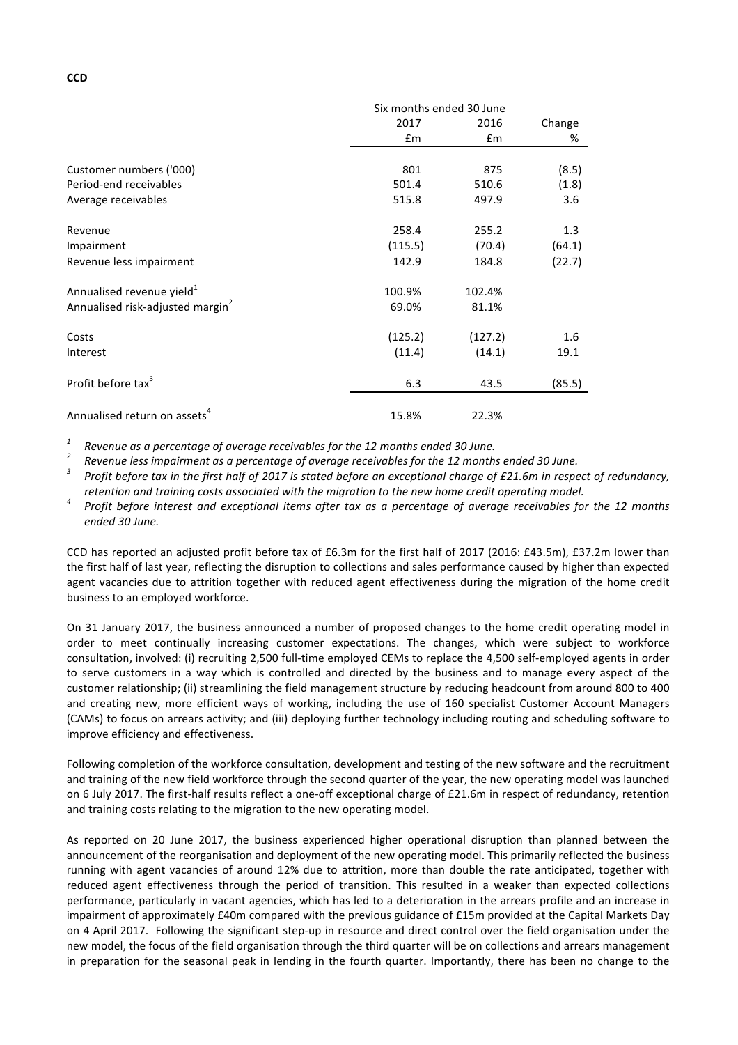**CCD**

| | Six months ended 30 June | | |
|---|---|---|---|
| | 2017 | 2016 | Change |
| | £m | £m | % |
| Customer numbers ('000) | 801 | 875 | (8.5) |
| Period-end receivables | 501.4 | 510.6 | (1.8) |
| Average receivables | 515.8 | 497.9 | 3.6 |
| Revenue | 258.4 | 255.2 | 1.3 |
| Impairment | (115.5) | (70.4) | (64.1) |
| Revenue less impairment | 142.9 | 184.8 | (22.7) |
| Annualised revenue yield[1] | 100.9% | 102.4% | |
| Annualised risk-adjusted margin[2] | 69.0% | 81.1% | |
| Costs | (125.2) | (127.2) | 1.6 |
| Interest | (11.4) | (14.1) | 19.1 |
| Profit before tax[3] | 6.3 | 43.5 | (85.5) |
| Annualised return on assets[4] | 15.8% | 22.3% | |

[1] *Revenue as a percentage of average receivables for the 12 months ended 30 June.*

[2] *Revenue less impairment as a percentage of average receivables for the 12 months ended 30 June.*

[3] *Profit before tax in the first half of 2017 is stated before an exceptional charge of £21.6m in respect of redundancy, retention and training costs associated with the migration to the new home credit operating model.*

[4] *Profit before interest and exceptional items after tax as a percentage of average receivables for the 12 months ended 30 June.*

CCD has reported an adjusted profit before tax of £6.3m for the first half of 2017 (2016: £43.5m), £37.2m lower than the first half of last year, reflecting the disruption to collections and sales performance caused by higher than expected agent vacancies due to attrition together with reduced agent effectiveness during the migration of the home credit business to an employed workforce.

On 31 January 2017, the business announced a number of proposed changes to the home credit operating model in order to meet continually increasing customer expectations. The changes, which were subject to workforce consultation, involved: (i) recruiting 2,500 full-time employed CEMs to replace the 4,500 self-employed agents in order to serve customers in a way which is controlled and directed by the business and to manage every aspect of the customer relationship; (ii) streamlining the field management structure by reducing headcount from around 800 to 400 and creating new, more efficient ways of working, including the use of 160 specialist Customer Account Managers (CAMs) to focus on arrears activity; and (iii) deploying further technology including routing and scheduling software to improve efficiency and effectiveness.

Following completion of the workforce consultation, development and testing of the new software and the recruitment and training of the new field workforce through the second quarter of the year, the new operating model was launched on 6 July 2017. The first-half results reflect a one-off exceptional charge of £21.6m in respect of redundancy, retention and training costs relating to the migration to the new operating model.

As reported on 20 June 2017, the business experienced higher operational disruption than planned between the announcement of the reorganisation and deployment of the new operating model. This primarily reflected the business running with agent vacancies of around 12% due to attrition, more than double the rate anticipated, together with reduced agent effectiveness through the period of transition. This resulted in a weaker than expected collections performance, particularly in vacant agencies, which has led to a deterioration in the arrears profile and an increase in impairment of approximately £40m compared with the previous guidance of £15m provided at the Capital Markets Day on 4 April 2017. Following the significant step-up in resource and direct control over the field organisation under the new model, the focus of the field organisation through the third quarter will be on collections and arrears management in preparation for the seasonal peak in lending in the fourth quarter. Importantly, there has been no change to the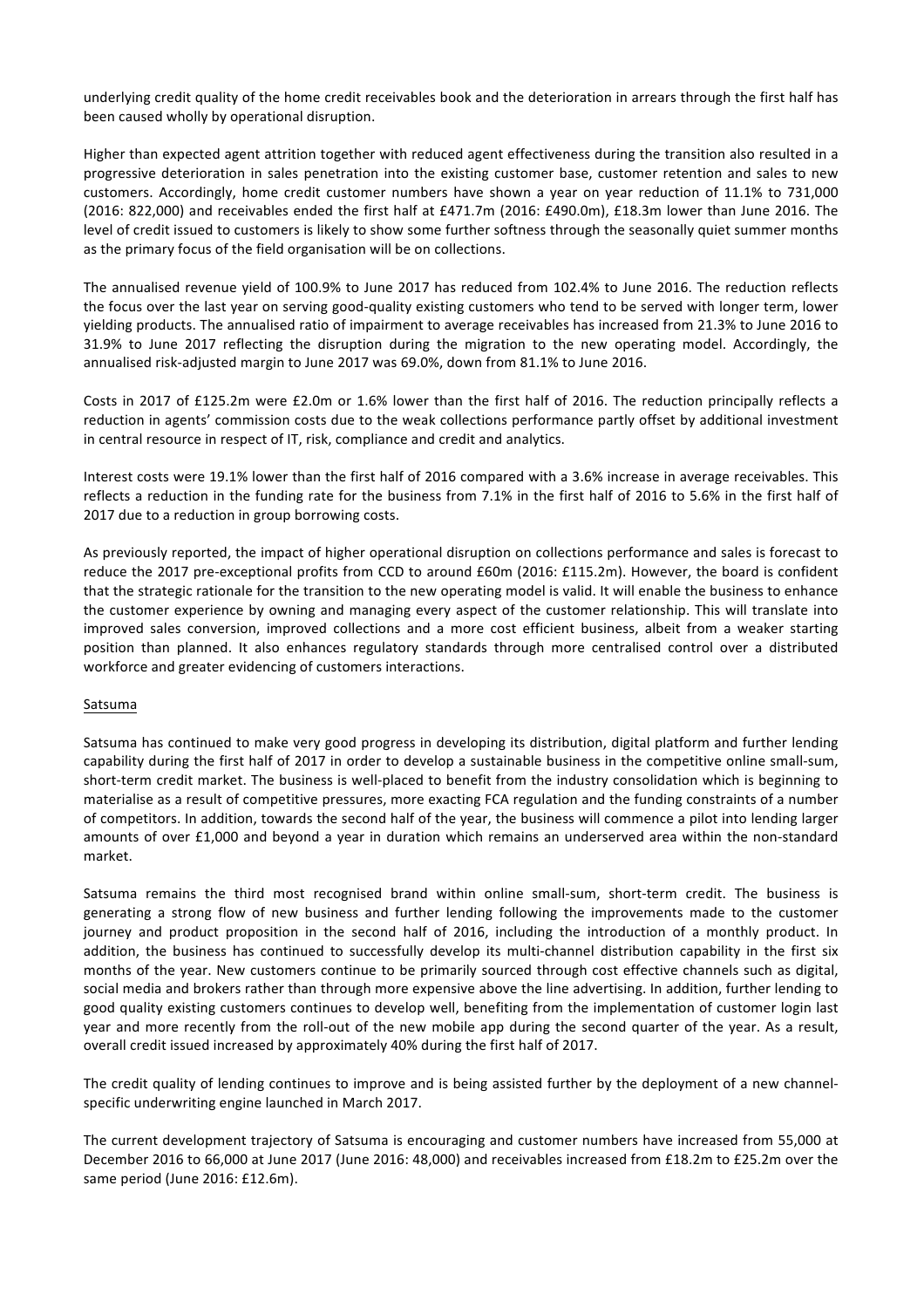underlying credit quality of the home credit receivables book and the deterioration in arrears through the first half has been caused wholly by operational disruption.

Higher than expected agent attrition together with reduced agent effectiveness during the transition also resulted in a progressive deterioration in sales penetration into the existing customer base, customer retention and sales to new customers. Accordingly, home credit customer numbers have shown a year on year reduction of 11.1% to 731,000 (2016: 822,000) and receivables ended the first half at £471.7m (2016: £490.0m), £18.3m lower than June 2016. The level of credit issued to customers is likely to show some further softness through the seasonally quiet summer months as the primary focus of the field organisation will be on collections.

The annualised revenue yield of 100.9% to June 2017 has reduced from 102.4% to June 2016. The reduction reflects the focus over the last year on serving good-quality existing customers who tend to be served with longer term, lower yielding products. The annualised ratio of impairment to average receivables has increased from 21.3% to June 2016 to 31.9% to June 2017 reflecting the disruption during the migration to the new operating model. Accordingly, the annualised risk-adjusted margin to June 2017 was 69.0%, down from 81.1% to June 2016.

Costs in 2017 of £125.2m were £2.0m or 1.6% lower than the first half of 2016. The reduction principally reflects a reduction in agents' commission costs due to the weak collections performance partly offset by additional investment in central resource in respect of IT, risk, compliance and credit and analytics.

Interest costs were 19.1% lower than the first half of 2016 compared with a 3.6% increase in average receivables. This reflects a reduction in the funding rate for the business from 7.1% in the first half of 2016 to 5.6% in the first half of 2017 due to a reduction in group borrowing costs.

As previously reported, the impact of higher operational disruption on collections performance and sales is forecast to reduce the 2017 pre-exceptional profits from CCD to around £60m (2016: £115.2m). However, the board is confident that the strategic rationale for the transition to the new operating model is valid. It will enable the business to enhance the customer experience by owning and managing every aspect of the customer relationship. This will translate into improved sales conversion, improved collections and a more cost efficient business, albeit from a weaker starting position than planned. It also enhances regulatory standards through more centralised control over a distributed workforce and greater evidencing of customers interactions.

## Satsuma

Satsuma has continued to make very good progress in developing its distribution, digital platform and further lending capability during the first half of 2017 in order to develop a sustainable business in the competitive online small-sum, short-term credit market. The business is well-placed to benefit from the industry consolidation which is beginning to materialise as a result of competitive pressures, more exacting FCA regulation and the funding constraints of a number of competitors. In addition, towards the second half of the year, the business will commence a pilot into lending larger amounts of over £1,000 and beyond a year in duration which remains an underserved area within the non-standard market.

Satsuma remains the third most recognised brand within online small-sum, short-term credit. The business is generating a strong flow of new business and further lending following the improvements made to the customer journey and product proposition in the second half of 2016, including the introduction of a monthly product. In addition, the business has continued to successfully develop its multi-channel distribution capability in the first six months of the year. New customers continue to be primarily sourced through cost effective channels such as digital, social media and brokers rather than through more expensive above the line advertising. In addition, further lending to good quality existing customers continues to develop well, benefiting from the implementation of customer login last year and more recently from the roll-out of the new mobile app during the second quarter of the year. As a result, overall credit issued increased by approximately 40% during the first half of 2017.

The credit quality of lending continues to improve and is being assisted further by the deployment of a new channel-specific underwriting engine launched in March 2017.

The current development trajectory of Satsuma is encouraging and customer numbers have increased from 55,000 at December 2016 to 66,000 at June 2017 (June 2016: 48,000) and receivables increased from £18.2m to £25.2m over the same period (June 2016: £12.6m).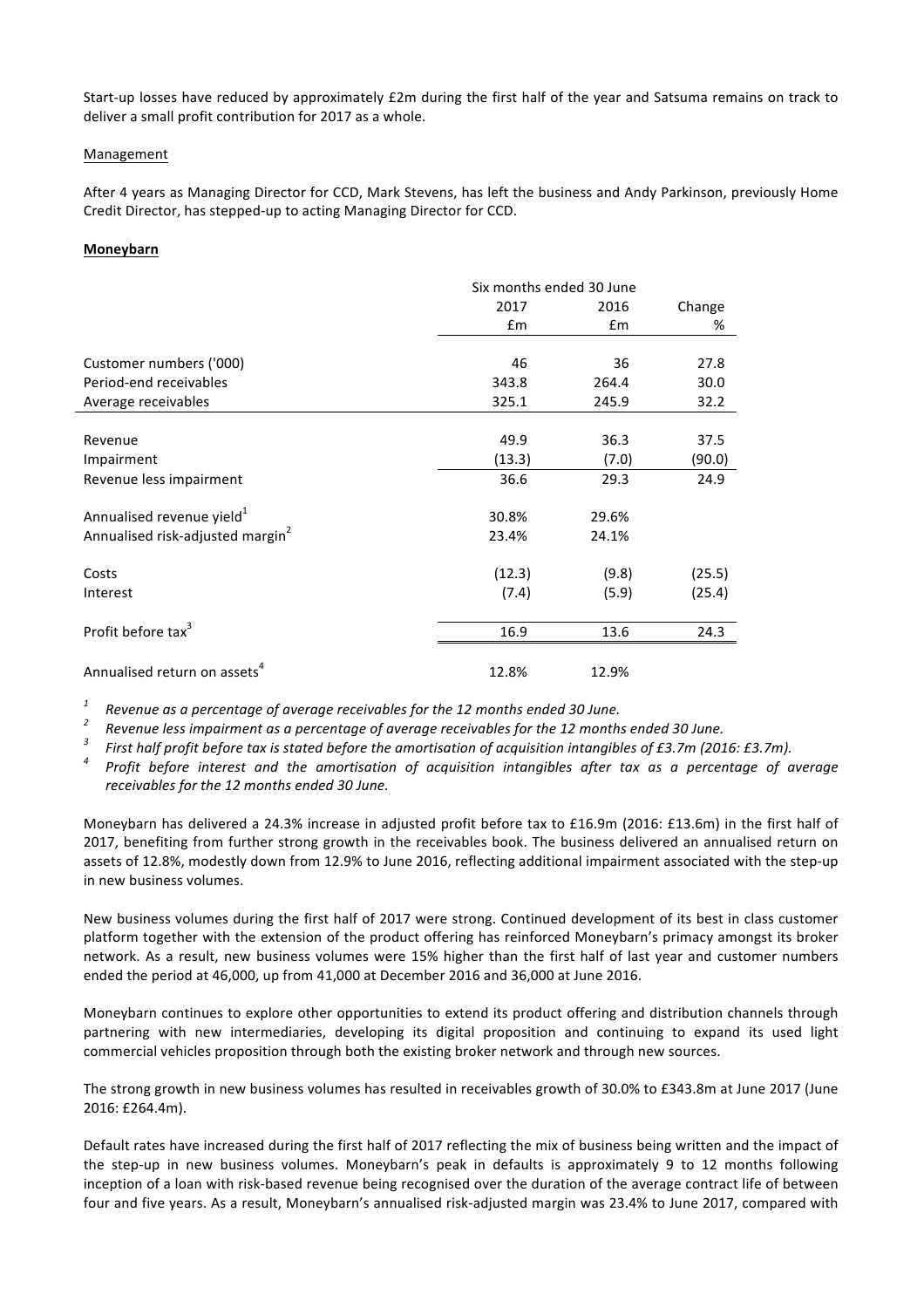Start-up losses have reduced by approximately £2m during the first half of the year and Satsuma remains on track to deliver a small profit contribution for 2017 as a whole.

Management

After 4 years as Managing Director for CCD, Mark Stevens, has left the business and Andy Parkinson, previously Home Credit Director, has stepped-up to acting Managing Director for CCD.

**Moneybarn**

| | Six months ended 30 June | | |
|---|---|---|---|
| | 2017 | 2016 | Change |
| | £m | £m | % |
| Customer numbers ('000) | 46 | 36 | 27.8 |
| Period-end receivables | 343.8 | 264.4 | 30.0 |
| Average receivables | 325.1 | 245.9 | 32.2 |
| Revenue | 49.9 | 36.3 | 37.5 |
| Impairment | (13.3) | (7.0) | (90.0) |
| Revenue less impairment | 36.6 | 29.3 | 24.9 |
| Annualised revenue yield[1] | 30.8% | 29.6% | |
| Annualised risk-adjusted margin[2] | 23.4% | 24.1% | |
| Costs | (12.3) | (9.8) | (25.5) |
| Interest | (7.4) | (5.9) | (25.4) |
| Profit before tax[3] | 16.9 | 13.6 | 24.3 |
| Annualised return on assets[4] | 12.8% | 12.9% | |

[1] *Revenue as a percentage of average receivables for the 12 months ended 30 June.*

[2] *Revenue less impairment as a percentage of average receivables for the 12 months ended 30 June.*

[3] *First half profit before tax is stated before the amortisation of acquisition intangibles of £3.7m (2016: £3.7m).*

[4] *Profit before interest and the amortisation of acquisition intangibles after tax as a percentage of average receivables for the 12 months ended 30 June.*

Moneybarn has delivered a 24.3% increase in adjusted profit before tax to £16.9m (2016: £13.6m) in the first half of 2017, benefiting from further strong growth in the receivables book. The business delivered an annualised return on assets of 12.8%, modestly down from 12.9% to June 2016, reflecting additional impairment associated with the step-up in new business volumes.

New business volumes during the first half of 2017 were strong. Continued development of its best in class customer platform together with the extension of the product offering has reinforced Moneybarn's primacy amongst its broker network. As a result, new business volumes were 15% higher than the first half of last year and customer numbers ended the period at 46,000, up from 41,000 at December 2016 and 36,000 at June 2016.

Moneybarn continues to explore other opportunities to extend its product offering and distribution channels through partnering with new intermediaries, developing its digital proposition and continuing to expand its used light commercial vehicles proposition through both the existing broker network and through new sources.

The strong growth in new business volumes has resulted in receivables growth of 30.0% to £343.8m at June 2017 (June 2016: £264.4m).

Default rates have increased during the first half of 2017 reflecting the mix of business being written and the impact of the step-up in new business volumes. Moneybarn's peak in defaults is approximately 9 to 12 months following inception of a loan with risk-based revenue being recognised over the duration of the average contract life of between four and five years. As a result, Moneybarn's annualised risk-adjusted margin was 23.4% to June 2017, compared with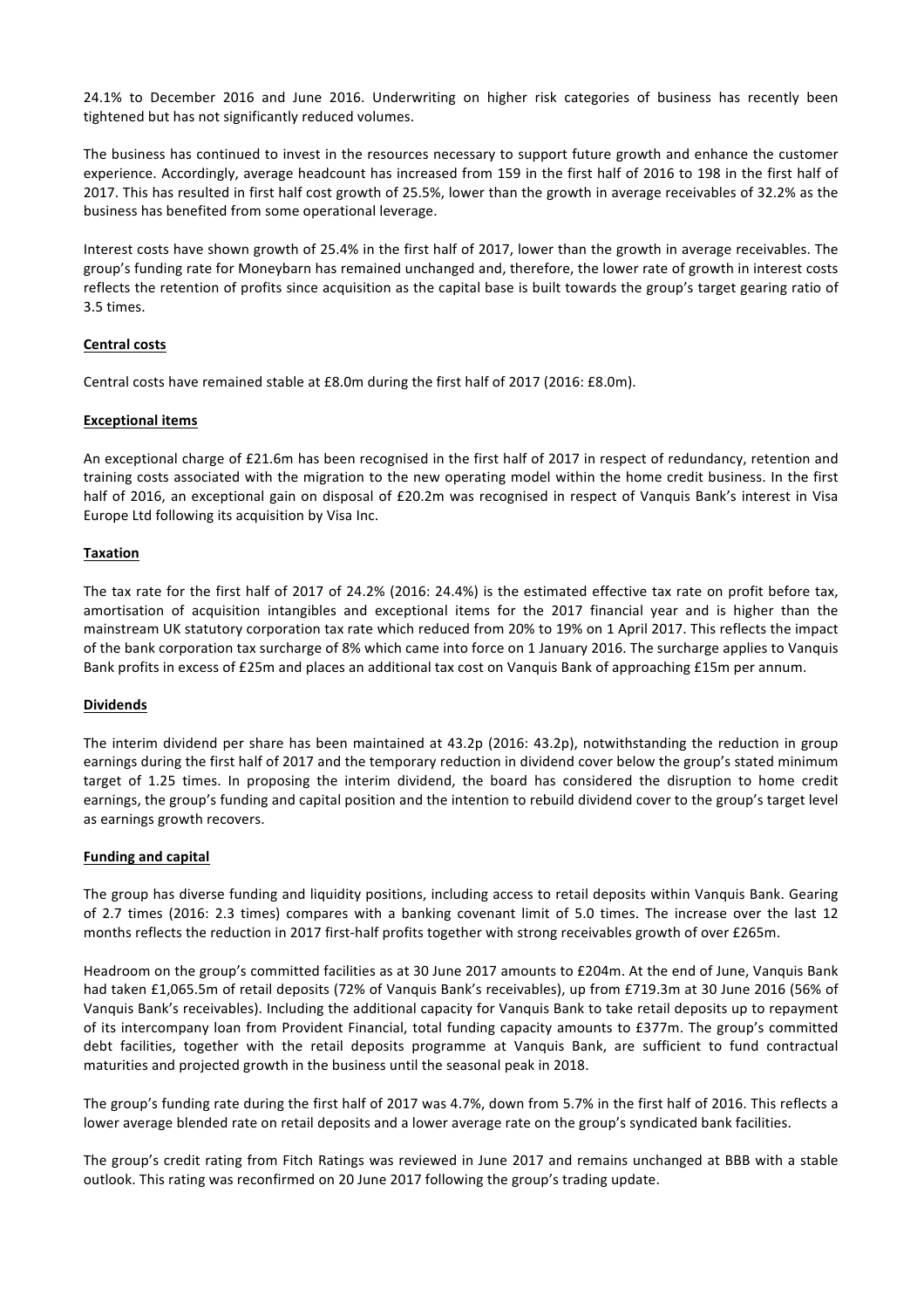24.1% to December 2016 and June 2016. Underwriting on higher risk categories of business has recently been tightened but has not significantly reduced volumes.

The business has continued to invest in the resources necessary to support future growth and enhance the customer experience. Accordingly, average headcount has increased from 159 in the first half of 2016 to 198 in the first half of 2017. This has resulted in first half cost growth of 25.5%, lower than the growth in average receivables of 32.2% as the business has benefited from some operational leverage.

Interest costs have shown growth of 25.4% in the first half of 2017, lower than the growth in average receivables. The group's funding rate for Moneybarn has remained unchanged and, therefore, the lower rate of growth in interest costs reflects the retention of profits since acquisition as the capital base is built towards the group's target gearing ratio of 3.5 times.

**Central costs**

Central costs have remained stable at £8.0m during the first half of 2017 (2016: £8.0m).

**Exceptional items**

An exceptional charge of £21.6m has been recognised in the first half of 2017 in respect of redundancy, retention and training costs associated with the migration to the new operating model within the home credit business. In the first half of 2016, an exceptional gain on disposal of £20.2m was recognised in respect of Vanquis Bank's interest in Visa Europe Ltd following its acquisition by Visa Inc.

**Taxation**

The tax rate for the first half of 2017 of 24.2% (2016: 24.4%) is the estimated effective tax rate on profit before tax, amortisation of acquisition intangibles and exceptional items for the 2017 financial year and is higher than the mainstream UK statutory corporation tax rate which reduced from 20% to 19% on 1 April 2017. This reflects the impact of the bank corporation tax surcharge of 8% which came into force on 1 January 2016. The surcharge applies to Vanquis Bank profits in excess of £25m and places an additional tax cost on Vanquis Bank of approaching £15m per annum.

**Dividends**

The interim dividend per share has been maintained at 43.2p (2016: 43.2p), notwithstanding the reduction in group earnings during the first half of 2017 and the temporary reduction in dividend cover below the group's stated minimum target of 1.25 times. In proposing the interim dividend, the board has considered the disruption to home credit earnings, the group's funding and capital position and the intention to rebuild dividend cover to the group's target level as earnings growth recovers.

**Funding and capital**

The group has diverse funding and liquidity positions, including access to retail deposits within Vanquis Bank. Gearing of 2.7 times (2016: 2.3 times) compares with a banking covenant limit of 5.0 times. The increase over the last 12 months reflects the reduction in 2017 first-half profits together with strong receivables growth of over £265m.

Headroom on the group's committed facilities as at 30 June 2017 amounts to £204m. At the end of June, Vanquis Bank had taken £1,065.5m of retail deposits (72% of Vanquis Bank's receivables), up from £719.3m at 30 June 2016 (56% of Vanquis Bank's receivables). Including the additional capacity for Vanquis Bank to take retail deposits up to repayment of its intercompany loan from Provident Financial, total funding capacity amounts to £377m. The group's committed debt facilities, together with the retail deposits programme at Vanquis Bank, are sufficient to fund contractual maturities and projected growth in the business until the seasonal peak in 2018.

The group's funding rate during the first half of 2017 was 4.7%, down from 5.7% in the first half of 2016. This reflects a lower average blended rate on retail deposits and a lower average rate on the group's syndicated bank facilities.

The group's credit rating from Fitch Ratings was reviewed in June 2017 and remains unchanged at BBB with a stable outlook. This rating was reconfirmed on 20 June 2017 following the group's trading update.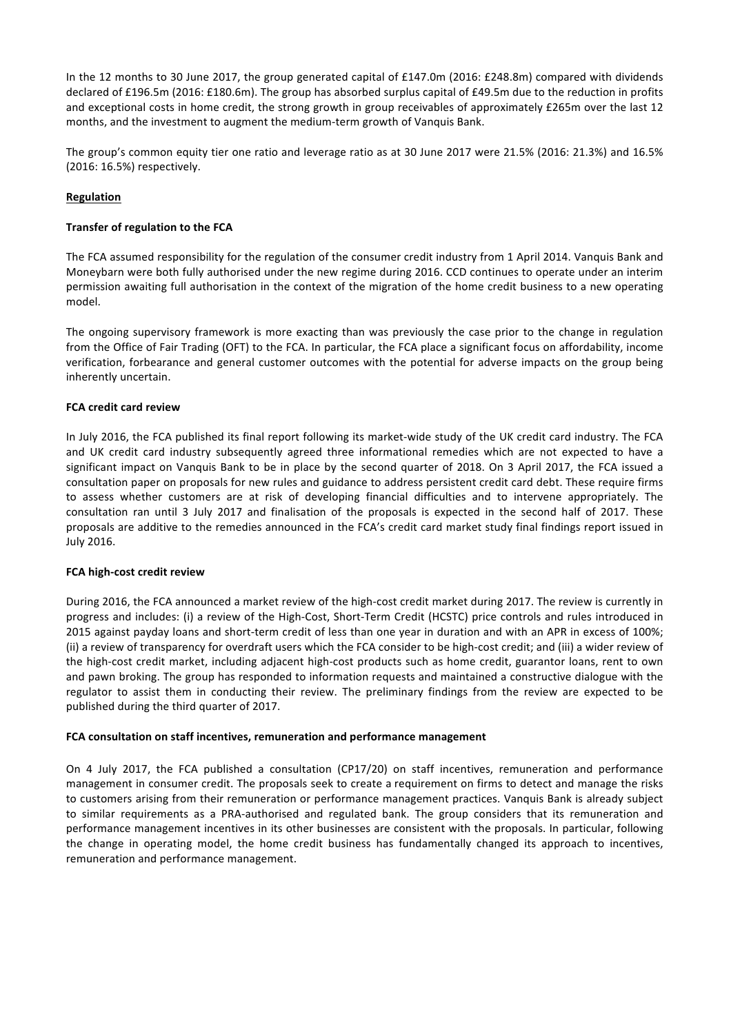In the 12 months to 30 June 2017, the group generated capital of £147.0m (2016: £248.8m) compared with dividends declared of £196.5m (2016: £180.6m). The group has absorbed surplus capital of £49.5m due to the reduction in profits and exceptional costs in home credit, the strong growth in group receivables of approximately £265m over the last 12 months, and the investment to augment the medium-term growth of Vanquis Bank.

The group's common equity tier one ratio and leverage ratio as at 30 June 2017 were 21.5% (2016: 21.3%) and 16.5% (2016: 16.5%) respectively.

## Regulation

### Transfer of regulation to the FCA

The FCA assumed responsibility for the regulation of the consumer credit industry from 1 April 2014. Vanquis Bank and Moneybarn were both fully authorised under the new regime during 2016. CCD continues to operate under an interim permission awaiting full authorisation in the context of the migration of the home credit business to a new operating model.

The ongoing supervisory framework is more exacting than was previously the case prior to the change in regulation from the Office of Fair Trading (OFT) to the FCA. In particular, the FCA place a significant focus on affordability, income verification, forbearance and general customer outcomes with the potential for adverse impacts on the group being inherently uncertain.

### FCA credit card review

In July 2016, the FCA published its final report following its market-wide study of the UK credit card industry. The FCA and UK credit card industry subsequently agreed three informational remedies which are not expected to have a significant impact on Vanquis Bank to be in place by the second quarter of 2018. On 3 April 2017, the FCA issued a consultation paper on proposals for new rules and guidance to address persistent credit card debt. These require firms to assess whether customers are at risk of developing financial difficulties and to intervene appropriately. The consultation ran until 3 July 2017 and finalisation of the proposals is expected in the second half of 2017. These proposals are additive to the remedies announced in the FCA's credit card market study final findings report issued in July 2016.

### FCA high-cost credit review

During 2016, the FCA announced a market review of the high-cost credit market during 2017. The review is currently in progress and includes: (i) a review of the High-Cost, Short-Term Credit (HCSTC) price controls and rules introduced in 2015 against payday loans and short-term credit of less than one year in duration and with an APR in excess of 100%; (ii) a review of transparency for overdraft users which the FCA consider to be high-cost credit; and (iii) a wider review of the high-cost credit market, including adjacent high-cost products such as home credit, guarantor loans, rent to own and pawn broking. The group has responded to information requests and maintained a constructive dialogue with the regulator to assist them in conducting their review. The preliminary findings from the review are expected to be published during the third quarter of 2017.

### FCA consultation on staff incentives, remuneration and performance management

On 4 July 2017, the FCA published a consultation (CP17/20) on staff incentives, remuneration and performance management in consumer credit. The proposals seek to create a requirement on firms to detect and manage the risks to customers arising from their remuneration or performance management practices. Vanquis Bank is already subject to similar requirements as a PRA-authorised and regulated bank. The group considers that its remuneration and performance management incentives in its other businesses are consistent with the proposals. In particular, following the change in operating model, the home credit business has fundamentally changed its approach to incentives, remuneration and performance management.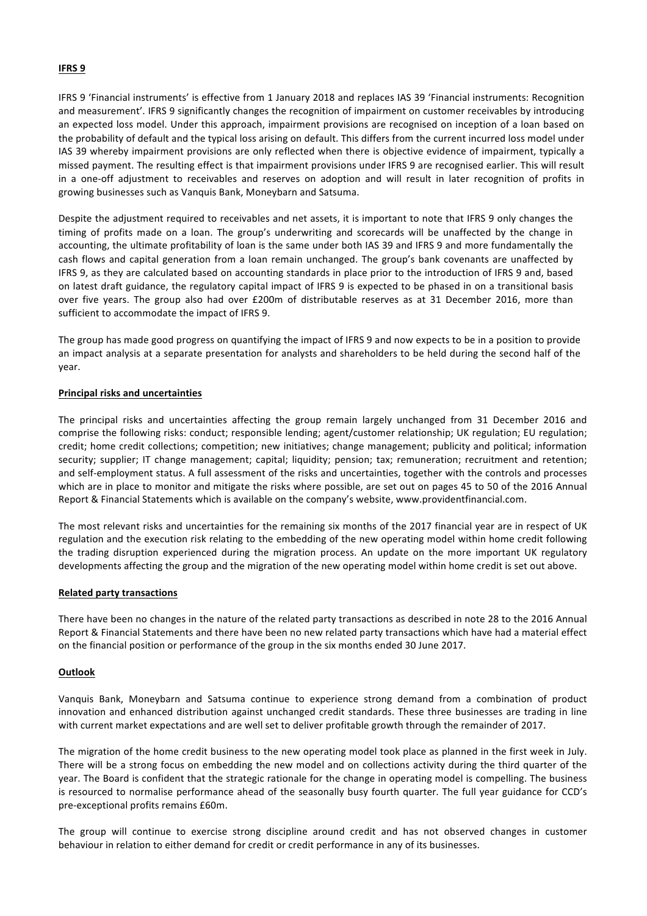## IFRS 9

IFRS 9 'Financial instruments' is effective from 1 January 2018 and replaces IAS 39 'Financial instruments: Recognition and measurement'. IFRS 9 significantly changes the recognition of impairment on customer receivables by introducing an expected loss model. Under this approach, impairment provisions are recognised on inception of a loan based on the probability of default and the typical loss arising on default. This differs from the current incurred loss model under IAS 39 whereby impairment provisions are only reflected when there is objective evidence of impairment, typically a missed payment. The resulting effect is that impairment provisions under IFRS 9 are recognised earlier. This will result in a one-off adjustment to receivables and reserves on adoption and will result in later recognition of profits in growing businesses such as Vanquis Bank, Moneybarn and Satsuma.

Despite the adjustment required to receivables and net assets, it is important to note that IFRS 9 only changes the timing of profits made on a loan. The group's underwriting and scorecards will be unaffected by the change in accounting, the ultimate profitability of loan is the same under both IAS 39 and IFRS 9 and more fundamentally the cash flows and capital generation from a loan remain unchanged. The group's bank covenants are unaffected by IFRS 9, as they are calculated based on accounting standards in place prior to the introduction of IFRS 9 and, based on latest draft guidance, the regulatory capital impact of IFRS 9 is expected to be phased in on a transitional basis over five years. The group also had over £200m of distributable reserves as at 31 December 2016, more than sufficient to accommodate the impact of IFRS 9.

The group has made good progress on quantifying the impact of IFRS 9 and now expects to be in a position to provide an impact analysis at a separate presentation for analysts and shareholders to be held during the second half of the year.

## Principal risks and uncertainties

The principal risks and uncertainties affecting the group remain largely unchanged from 31 December 2016 and comprise the following risks: conduct; responsible lending; agent/customer relationship; UK regulation; EU regulation; credit; home credit collections; competition; new initiatives; change management; publicity and political; information security; supplier; IT change management; capital; liquidity; pension; tax; remuneration; recruitment and retention; and self-employment status. A full assessment of the risks and uncertainties, together with the controls and processes which are in place to monitor and mitigate the risks where possible, are set out on pages 45 to 50 of the 2016 Annual Report & Financial Statements which is available on the company's website, www.providentfinancial.com.

The most relevant risks and uncertainties for the remaining six months of the 2017 financial year are in respect of UK regulation and the execution risk relating to the embedding of the new operating model within home credit following the trading disruption experienced during the migration process. An update on the more important UK regulatory developments affecting the group and the migration of the new operating model within home credit is set out above.

## Related party transactions

There have been no changes in the nature of the related party transactions as described in note 28 to the 2016 Annual Report & Financial Statements and there have been no new related party transactions which have had a material effect on the financial position or performance of the group in the six months ended 30 June 2017.

## Outlook

Vanquis Bank, Moneybarn and Satsuma continue to experience strong demand from a combination of product innovation and enhanced distribution against unchanged credit standards. These three businesses are trading in line with current market expectations and are well set to deliver profitable growth through the remainder of 2017.

The migration of the home credit business to the new operating model took place as planned in the first week in July. There will be a strong focus on embedding the new model and on collections activity during the third quarter of the year. The Board is confident that the strategic rationale for the change in operating model is compelling. The business is resourced to normalise performance ahead of the seasonally busy fourth quarter. The full year guidance for CCD's pre-exceptional profits remains £60m.

The group will continue to exercise strong discipline around credit and has not observed changes in customer behaviour in relation to either demand for credit or credit performance in any of its businesses.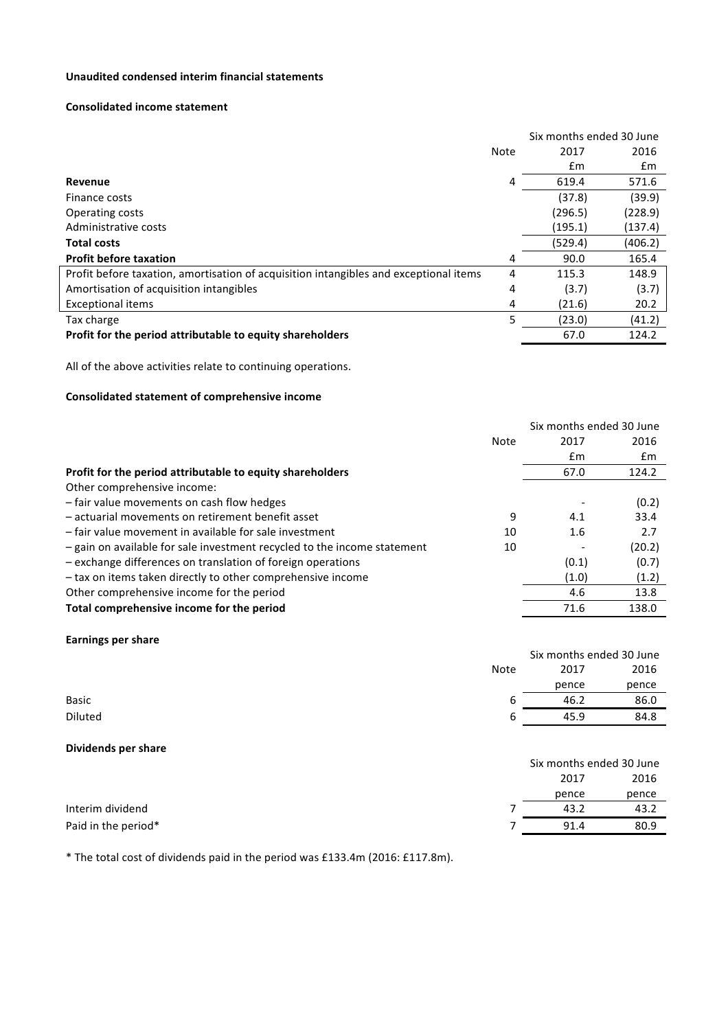**Unaudited condensed interim financial statements**

**Consolidated income statement**

| | Note | Six months ended 30 June 2017 £m | Six months ended 30 June 2016 £m |
|---|---|---|---|
| **Revenue** | 4 | 619.4 | 571.6 |
| Finance costs | | (37.8) | (39.9) |
| Operating costs | | (296.5) | (228.9) |
| Administrative costs | | (195.1) | (137.4) |
| **Total costs** | | (529.4) | (406.2) |
| **Profit before taxation** | 4 | 90.0 | 165.4 |
| Profit before taxation, amortisation of acquisition intangibles and exceptional items | 4 | 115.3 | 148.9 |
| Amortisation of acquisition intangibles | 4 | (3.7) | (3.7) |
| Exceptional items | 4 | (21.6) | 20.2 |
| Tax charge | 5 | (23.0) | (41.2) |
| **Profit for the period attributable to equity shareholders** | | 67.0 | 124.2 |

All of the above activities relate to continuing operations.

**Consolidated statement of comprehensive income**

| | Note | Six months ended 30 June 2017 £m | Six months ended 30 June 2016 £m |
|---|---|---|---|
| **Profit for the period attributable to equity shareholders** | | 67.0 | 124.2 |
| Other comprehensive income: | | | |
| – fair value movements on cash flow hedges | | - | (0.2) |
| – actuarial movements on retirement benefit asset | 9 | 4.1 | 33.4 |
| – fair value movement in available for sale investment | 10 | 1.6 | 2.7 |
| – gain on available for sale investment recycled to the income statement | 10 | - | (20.2) |
| – exchange differences on translation of foreign operations | | (0.1) | (0.7) |
| – tax on items taken directly to other comprehensive income | | (1.0) | (1.2) |
| Other comprehensive income for the period | | 4.6 | 13.8 |
| **Total comprehensive income for the period** | | 71.6 | 138.0 |

**Earnings per share**

| | Note | Six months ended 30 June 2017 pence | Six months ended 30 June 2016 pence |
|---|---|---|---|
| Basic | 6 | 46.2 | 86.0 |
| Diluted | 6 | 45.9 | 84.8 |

**Dividends per share**

| | | Six months ended 30 June 2017 pence | Six months ended 30 June 2016 pence |
|---|---|---|---|
| Interim dividend | 7 | 43.2 | 43.2 |
| Paid in the period* | 7 | 91.4 | 80.9 |

* The total cost of dividends paid in the period was £133.4m (2016: £117.8m).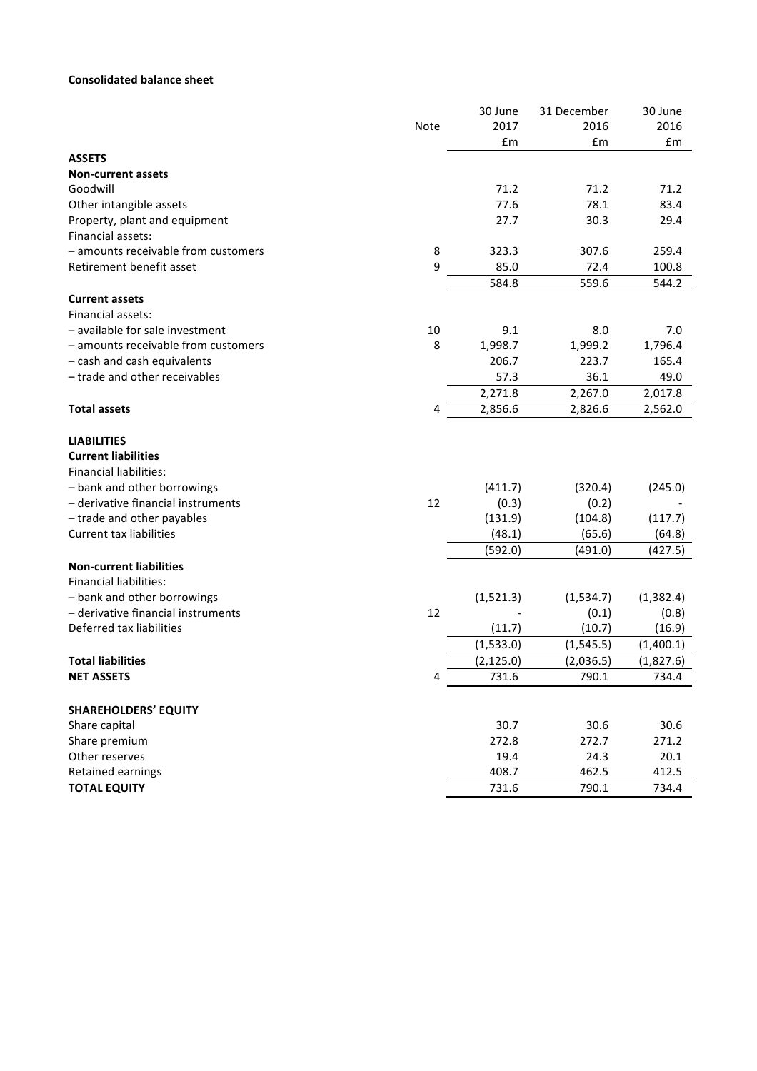**Consolidated balance sheet**

| | Note | 30 June 2017 £m | 31 December 2016 £m | 30 June 2016 £m |
|---|---|---|---|---|
| **ASSETS** | | | | |
| **Non-current assets** | | | | |
| Goodwill | | 71.2 | 71.2 | 71.2 |
| Other intangible assets | | 77.6 | 78.1 | 83.4 |
| Property, plant and equipment | | 27.7 | 30.3 | 29.4 |
| Financial assets: | | | | |
| – amounts receivable from customers | 8 | 323.3 | 307.6 | 259.4 |
| Retirement benefit asset | 9 | 85.0 | 72.4 | 100.8 |
| | | 584.8 | 559.6 | 544.2 |
| **Current assets** | | | | |
| Financial assets: | | | | |
| – available for sale investment | 10 | 9.1 | 8.0 | 7.0 |
| – amounts receivable from customers | 8 | 1,998.7 | 1,999.2 | 1,796.4 |
| – cash and cash equivalents | | 206.7 | 223.7 | 165.4 |
| – trade and other receivables | | 57.3 | 36.1 | 49.0 |
| | | 2,271.8 | 2,267.0 | 2,017.8 |
| **Total assets** | 4 | 2,856.6 | 2,826.6 | 2,562.0 |
| | | | | |
| **LIABILITIES** | | | | |
| **Current liabilities** | | | | |
| Financial liabilities: | | | | |
| – bank and other borrowings | | (411.7) | (320.4) | (245.0) |
| – derivative financial instruments | 12 | (0.3) | (0.2) | - |
| – trade and other payables | | (131.9) | (104.8) | (117.7) |
| Current tax liabilities | | (48.1) | (65.6) | (64.8) |
| | | (592.0) | (491.0) | (427.5) |
| **Non-current liabilities** | | | | |
| Financial liabilities: | | | | |
| – bank and other borrowings | | (1,521.3) | (1,534.7) | (1,382.4) |
| – derivative financial instruments | 12 | - | (0.1) | (0.8) |
| Deferred tax liabilities | | (11.7) | (10.7) | (16.9) |
| | | (1,533.0) | (1,545.5) | (1,400.1) |
| **Total liabilities** | | (2,125.0) | (2,036.5) | (1,827.6) |
| **NET ASSETS** | 4 | 731.6 | 790.1 | 734.4 |
| | | | | |
| **SHAREHOLDERS' EQUITY** | | | | |
| Share capital | | 30.7 | 30.6 | 30.6 |
| Share premium | | 272.8 | 272.7 | 271.2 |
| Other reserves | | 19.4 | 24.3 | 20.1 |
| Retained earnings | | 408.7 | 462.5 | 412.5 |
| **TOTAL EQUITY** | | 731.6 | 790.1 | 734.4 |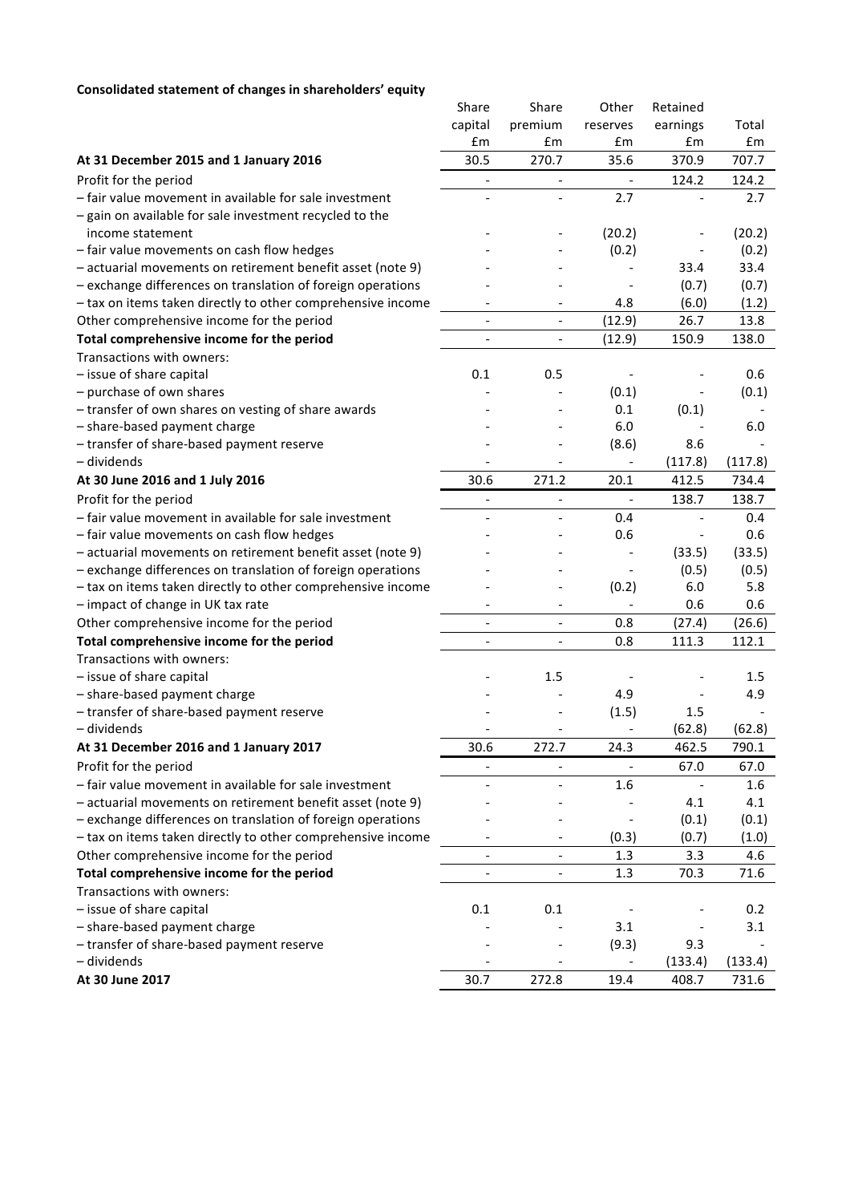**Consolidated statement of changes in shareholders' equity**

| | Share capital £m | Share premium £m | Other reserves £m | Retained earnings £m | Total £m |
|---|---|---|---|---|---|
| **At 31 December 2015 and 1 January 2016** | 30.5 | 270.7 | 35.6 | 370.9 | 707.7 |
| Profit for the period | - | - | - | 124.2 | 124.2 |
| – fair value movement in available for sale investment | - | - | 2.7 | - | 2.7 |
| – gain on available for sale investment recycled to the income statement | - | - | (20.2) | - | (20.2) |
| – fair value movements on cash flow hedges | - | - | (0.2) | - | (0.2) |
| – actuarial movements on retirement benefit asset (note 9) | - | - | - | 33.4 | 33.4 |
| – exchange differences on translation of foreign operations | - | - | - | (0.7) | (0.7) |
| – tax on items taken directly to other comprehensive income | - | - | 4.8 | (6.0) | (1.2) |
| Other comprehensive income for the period | - | - | (12.9) | 26.7 | 13.8 |
| **Total comprehensive income for the period** | - | - | (12.9) | 150.9 | 138.0 |
| Transactions with owners: | | | | | |
| – issue of share capital | 0.1 | 0.5 | - | - | 0.6 |
| – purchase of own shares | - | - | (0.1) | - | (0.1) |
| – transfer of own shares on vesting of share awards | - | - | 0.1 | (0.1) | - |
| – share-based payment charge | - | - | 6.0 | - | 6.0 |
| – transfer of share-based payment reserve | - | - | (8.6) | 8.6 | - |
| – dividends | - | - | - | (117.8) | (117.8) |
| **At 30 June 2016 and 1 July 2016** | 30.6 | 271.2 | 20.1 | 412.5 | 734.4 |
| Profit for the period | - | - | - | 138.7 | 138.7 |
| – fair value movement in available for sale investment | - | - | 0.4 | - | 0.4 |
| – fair value movements on cash flow hedges | - | - | 0.6 | - | 0.6 |
| – actuarial movements on retirement benefit asset (note 9) | - | - | - | (33.5) | (33.5) |
| – exchange differences on translation of foreign operations | - | - | - | (0.5) | (0.5) |
| – tax on items taken directly to other comprehensive income | - | - | (0.2) | 6.0 | 5.8 |
| – impact of change in UK tax rate | - | - | - | 0.6 | 0.6 |
| Other comprehensive income for the period | - | - | 0.8 | (27.4) | (26.6) |
| **Total comprehensive income for the period** | - | - | 0.8 | 111.3 | 112.1 |
| Transactions with owners: | | | | | |
| – issue of share capital | - | 1.5 | - | - | 1.5 |
| – share-based payment charge | - | - | 4.9 | - | 4.9 |
| – transfer of share-based payment reserve | - | - | (1.5) | 1.5 | - |
| – dividends | - | - | - | (62.8) | (62.8) |
| **At 31 December 2016 and 1 January 2017** | 30.6 | 272.7 | 24.3 | 462.5 | 790.1 |
| Profit for the period | - | - | - | 67.0 | 67.0 |
| – fair value movement in available for sale investment | - | - | 1.6 | - | 1.6 |
| – actuarial movements on retirement benefit asset (note 9) | - | - | - | 4.1 | 4.1 |
| – exchange differences on translation of foreign operations | - | - | - | (0.1) | (0.1) |
| – tax on items taken directly to other comprehensive income | - | - | (0.3) | (0.7) | (1.0) |
| Other comprehensive income for the period | - | - | 1.3 | 3.3 | 4.6 |
| **Total comprehensive income for the period** | - | - | 1.3 | 70.3 | 71.6 |
| Transactions with owners: | | | | | |
| – issue of share capital | 0.1 | 0.1 | - | - | 0.2 |
| – share-based payment charge | - | - | 3.1 | - | 3.1 |
| – transfer of share-based payment reserve | - | - | (9.3) | 9.3 | - |
| – dividends | - | - | - | (133.4) | (133.4) |
| **At 30 June 2017** | 30.7 | 272.8 | 19.4 | 408.7 | 731.6 |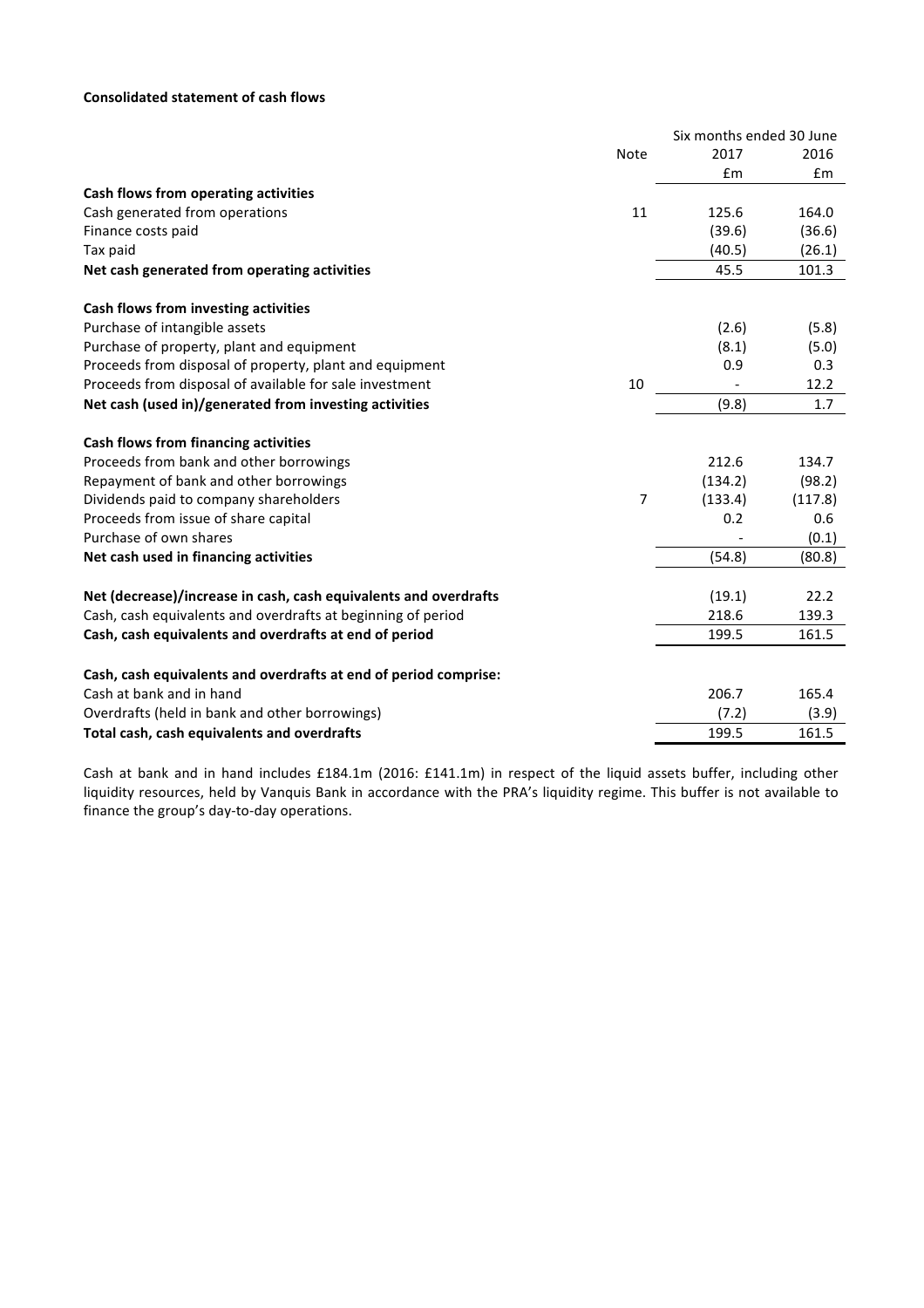**Consolidated statement of cash flows**

| | Note | Six months ended 30 June 2017 £m | Six months ended 30 June 2016 £m |
|---|---|---|---|
| **Cash flows from operating activities** | | | |
| Cash generated from operations | 11 | 125.6 | 164.0 |
| Finance costs paid | | (39.6) | (36.6) |
| Tax paid | | (40.5) | (26.1) |
| **Net cash generated from operating activities** | | 45.5 | 101.3 |
| | | | |
| **Cash flows from investing activities** | | | |
| Purchase of intangible assets | | (2.6) | (5.8) |
| Purchase of property, plant and equipment | | (8.1) | (5.0) |
| Proceeds from disposal of property, plant and equipment | | 0.9 | 0.3 |
| Proceeds from disposal of available for sale investment | 10 | - | 12.2 |
| **Net cash (used in)/generated from investing activities** | | (9.8) | 1.7 |
| | | | |
| **Cash flows from financing activities** | | | |
| Proceeds from bank and other borrowings | | 212.6 | 134.7 |
| Repayment of bank and other borrowings | | (134.2) | (98.2) |
| Dividends paid to company shareholders | 7 | (133.4) | (117.8) |
| Proceeds from issue of share capital | | 0.2 | 0.6 |
| Purchase of own shares | | - | (0.1) |
| **Net cash used in financing activities** | | (54.8) | (80.8) |
| | | | |
| **Net (decrease)/increase in cash, cash equivalents and overdrafts** | | (19.1) | 22.2 |
| Cash, cash equivalents and overdrafts at beginning of period | | 218.6 | 139.3 |
| **Cash, cash equivalents and overdrafts at end of period** | | 199.5 | 161.5 |
| | | | |
| **Cash, cash equivalents and overdrafts at end of period comprise:** | | | |
| Cash at bank and in hand | | 206.7 | 165.4 |
| Overdrafts (held in bank and other borrowings) | | (7.2) | (3.9) |
| **Total cash, cash equivalents and overdrafts** | | 199.5 | 161.5 |

Cash at bank and in hand includes £184.1m (2016: £141.1m) in respect of the liquid assets buffer, including other liquidity resources, held by Vanquis Bank in accordance with the PRA's liquidity regime. This buffer is not available to finance the group's day-to-day operations.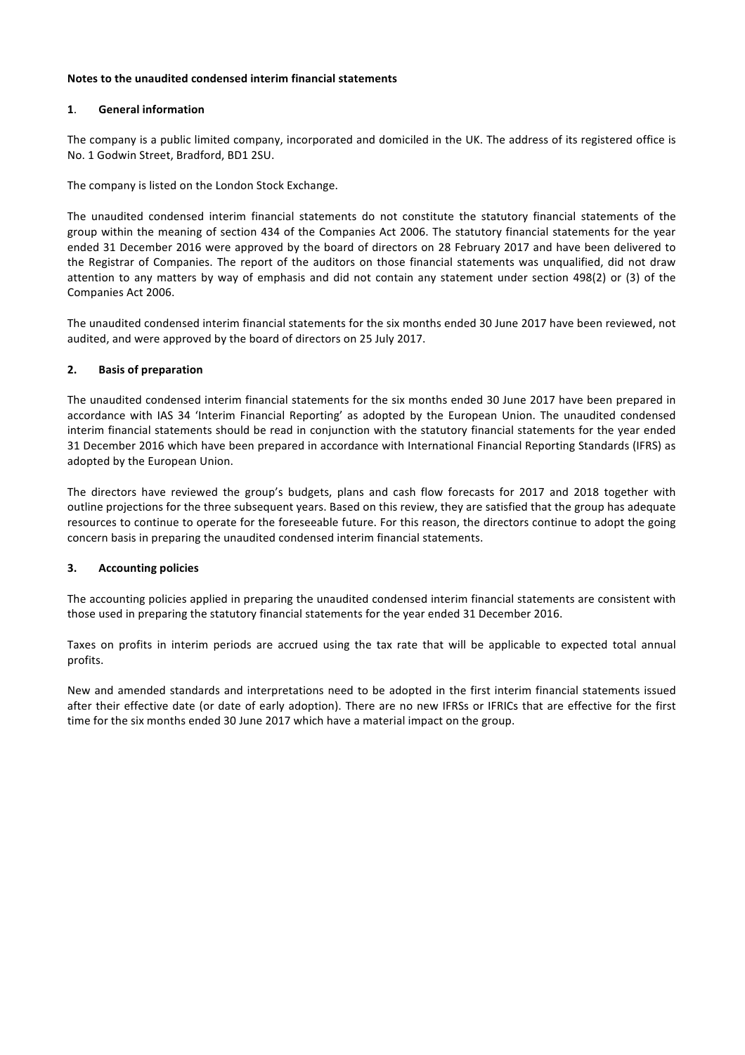**Notes to the unaudited condensed interim financial statements**

## 1. General information

The company is a public limited company, incorporated and domiciled in the UK. The address of its registered office is No. 1 Godwin Street, Bradford, BD1 2SU.

The company is listed on the London Stock Exchange.

The unaudited condensed interim financial statements do not constitute the statutory financial statements of the group within the meaning of section 434 of the Companies Act 2006. The statutory financial statements for the year ended 31 December 2016 were approved by the board of directors on 28 February 2017 and have been delivered to the Registrar of Companies. The report of the auditors on those financial statements was unqualified, did not draw attention to any matters by way of emphasis and did not contain any statement under section 498(2) or (3) of the Companies Act 2006.

The unaudited condensed interim financial statements for the six months ended 30 June 2017 have been reviewed, not audited, and were approved by the board of directors on 25 July 2017.

## 2. Basis of preparation

The unaudited condensed interim financial statements for the six months ended 30 June 2017 have been prepared in accordance with IAS 34 'Interim Financial Reporting' as adopted by the European Union. The unaudited condensed interim financial statements should be read in conjunction with the statutory financial statements for the year ended 31 December 2016 which have been prepared in accordance with International Financial Reporting Standards (IFRS) as adopted by the European Union.

The directors have reviewed the group's budgets, plans and cash flow forecasts for 2017 and 2018 together with outline projections for the three subsequent years. Based on this review, they are satisfied that the group has adequate resources to continue to operate for the foreseeable future. For this reason, the directors continue to adopt the going concern basis in preparing the unaudited condensed interim financial statements.

## 3. Accounting policies

The accounting policies applied in preparing the unaudited condensed interim financial statements are consistent with those used in preparing the statutory financial statements for the year ended 31 December 2016.

Taxes on profits in interim periods are accrued using the tax rate that will be applicable to expected total annual profits.

New and amended standards and interpretations need to be adopted in the first interim financial statements issued after their effective date (or date of early adoption). There are no new IFRSs or IFRICs that are effective for the first time for the six months ended 30 June 2017 which have a material impact on the group.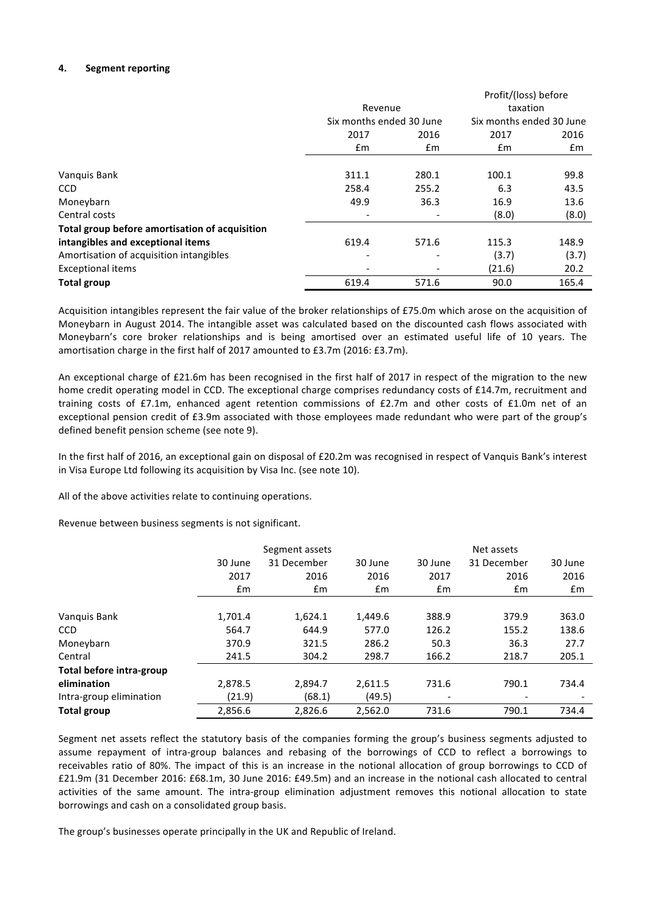#### 4. Segment reporting

| | Revenue | | Profit/(loss) before taxation | |
|---|---|---|---|---|
| | Six months ended 30 June | | Six months ended 30 June | |
| | 2017 | 2016 | 2017 | 2016 |
| | £m | £m | £m | £m |
| Vanquis Bank | 311.1 | 280.1 | 100.1 | 99.8 |
| CCD | 258.4 | 255.2 | 6.3 | 43.5 |
| Moneybarn | 49.9 | 36.3 | 16.9 | 13.6 |
| Central costs | - | - | (8.0) | (8.0) |
| **Total group before amortisation of acquisition intangibles and exceptional items** | 619.4 | 571.6 | 115.3 | 148.9 |
| Amortisation of acquisition intangibles | - | - | (3.7) | (3.7) |
| Exceptional items | - | - | (21.6) | 20.2 |
| **Total group** | 619.4 | 571.6 | 90.0 | 165.4 |

Acquisition intangibles represent the fair value of the broker relationships of £75.0m which arose on the acquisition of Moneybarn in August 2014. The intangible asset was calculated based on the discounted cash flows associated with Moneybarn's core broker relationships and is being amortised over an estimated useful life of 10 years. The amortisation charge in the first half of 2017 amounted to £3.7m (2016: £3.7m).

An exceptional charge of £21.6m has been recognised in the first half of 2017 in respect of the migration to the new home credit operating model in CCD. The exceptional charge comprises redundancy costs of £14.7m, recruitment and training costs of £7.1m, enhanced agent retention commissions of £2.7m and other costs of £1.0m net of an exceptional pension credit of £3.9m associated with those employees made redundant who were part of the group's defined benefit pension scheme (see note 9).

In the first half of 2016, an exceptional gain on disposal of £20.2m was recognised in respect of Vanquis Bank's interest in Visa Europe Ltd following its acquisition by Visa Inc. (see note 10).

All of the above activities relate to continuing operations.

Revenue between business segments is not significant.

| | Segment assets | | | Net assets | | |
|---|---|---|---|---|---|---|
| | 30 June 2017 | 31 December 2016 | 30 June 2016 | 30 June 2017 | 31 December 2016 | 30 June 2016 |
| | £m | £m | £m | £m | £m | £m |
| Vanquis Bank | 1,701.4 | 1,624.1 | 1,449.6 | 388.9 | 379.9 | 363.0 |
| CCD | 564.7 | 644.9 | 577.0 | 126.2 | 155.2 | 138.6 |
| Moneybarn | 370.9 | 321.5 | 286.2 | 50.3 | 36.3 | 27.7 |
| Central | 241.5 | 304.2 | 298.7 | 166.2 | 218.7 | 205.1 |
| **Total before intra-group elimination** | 2,878.5 | 2,894.7 | 2,611.5 | 731.6 | 790.1 | 734.4 |
| Intra-group elimination | (21.9) | (68.1) | (49.5) | - | - | - |
| **Total group** | 2,856.6 | 2,826.6 | 2,562.0 | 731.6 | 790.1 | 734.4 |

Segment net assets reflect the statutory basis of the companies forming the group's business segments adjusted to assume repayment of intra-group balances and rebasing of the borrowings of CCD to reflect a borrowings to receivables ratio of 80%. The impact of this is an increase in the notional allocation of group borrowings to CCD of £21.9m (31 December 2016: £68.1m, 30 June 2016: £49.5m) and an increase in the notional cash allocated to central activities of the same amount. The intra-group elimination adjustment removes this notional allocation to state borrowings and cash on a consolidated group basis.

The group's businesses operate principally in the UK and Republic of Ireland.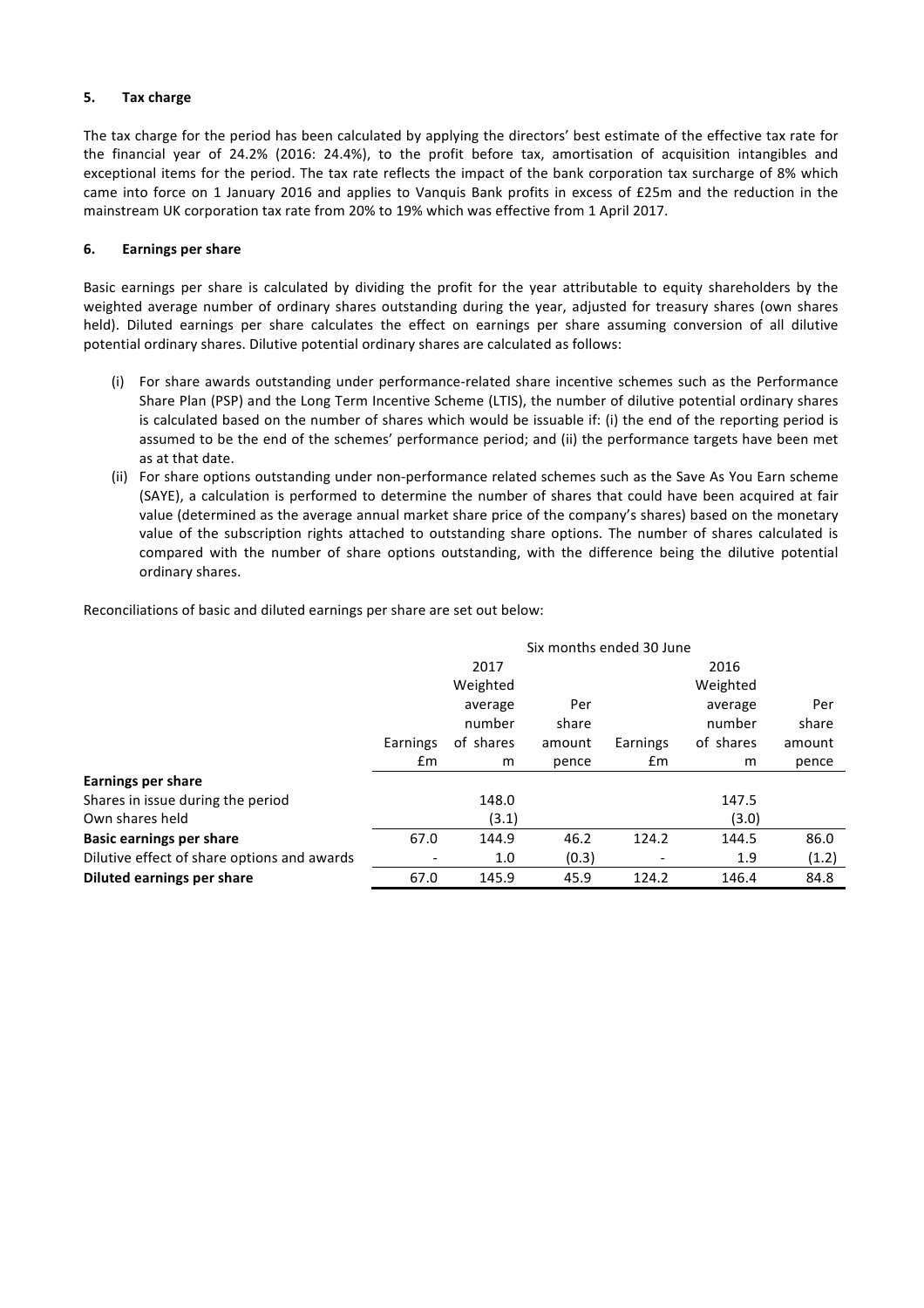### 5. Tax charge

The tax charge for the period has been calculated by applying the directors' best estimate of the effective tax rate for the financial year of 24.2% (2016: 24.4%), to the profit before tax, amortisation of acquisition intangibles and exceptional items for the period. The tax rate reflects the impact of the bank corporation tax surcharge of 8% which came into force on 1 January 2016 and applies to Vanquis Bank profits in excess of £25m and the reduction in the mainstream UK corporation tax rate from 20% to 19% which was effective from 1 April 2017.

### 6. Earnings per share

Basic earnings per share is calculated by dividing the profit for the year attributable to equity shareholders by the weighted average number of ordinary shares outstanding during the year, adjusted for treasury shares (own shares held). Diluted earnings per share calculates the effect on earnings per share assuming conversion of all dilutive potential ordinary shares. Dilutive potential ordinary shares are calculated as follows:

(i) For share awards outstanding under performance-related share incentive schemes such as the Performance Share Plan (PSP) and the Long Term Incentive Scheme (LTIS), the number of dilutive potential ordinary shares is calculated based on the number of shares which would be issuable if: (i) the end of the reporting period is assumed to be the end of the schemes' performance period; and (ii) the performance targets have been met as at that date.

(ii) For share options outstanding under non-performance related schemes such as the Save As You Earn scheme (SAYE), a calculation is performed to determine the number of shares that could have been acquired at fair value (determined as the average annual market share price of the company's shares) based on the monetary value of the subscription rights attached to outstanding share options. The number of shares calculated is compared with the number of share options outstanding, with the difference being the dilutive potential ordinary shares.

Reconciliations of basic and diluted earnings per share are set out below:

| | Six months ended 30 June | | | | | |
|---|---|---|---|---|---|---|
| | 2017 | | | 2016 | | |
| | Earnings £m | Weighted average number of shares m | Per share amount pence | Earnings £m | Weighted average number of shares m | Per share amount pence |
| **Earnings per share** | | | | | | |
| Shares in issue during the period | | 148.0 | | | 147.5 | |
| Own shares held | | (3.1) | | | (3.0) | |
| **Basic earnings per share** | 67.0 | 144.9 | 46.2 | 124.2 | 144.5 | 86.0 |
| Dilutive effect of share options and awards | - | 1.0 | (0.3) | - | 1.9 | (1.2) |
| **Diluted earnings per share** | 67.0 | 145.9 | 45.9 | 124.2 | 146.4 | 84.8 |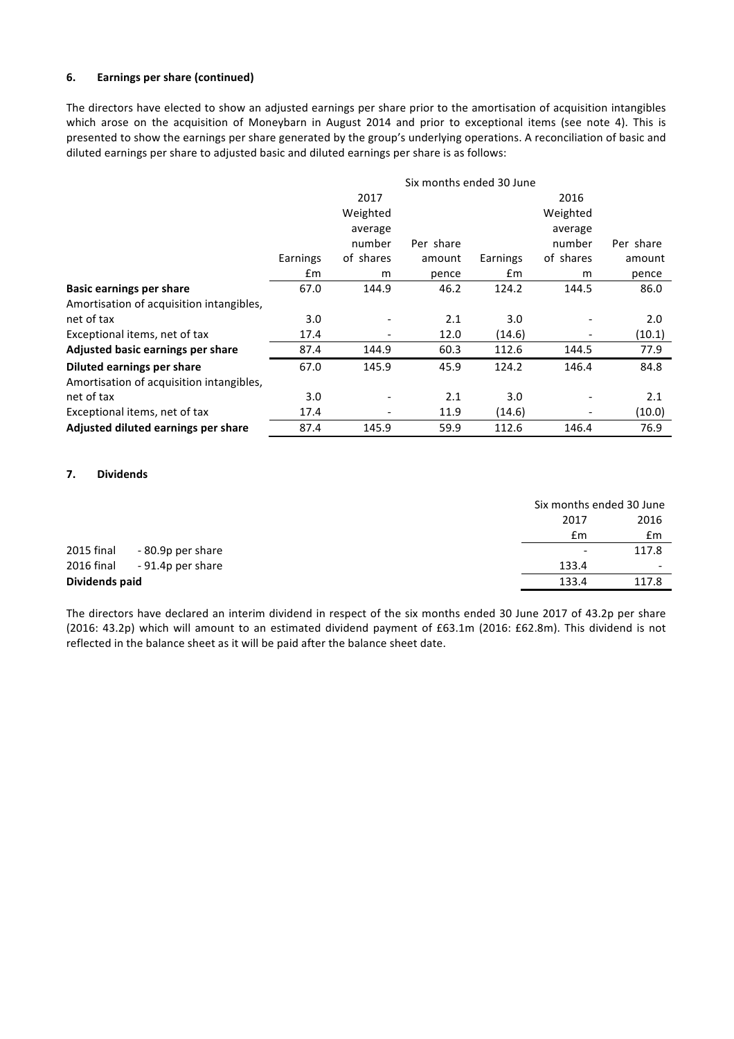### 6. Earnings per share (continued)

The directors have elected to show an adjusted earnings per share prior to the amortisation of acquisition intangibles which arose on the acquisition of Moneybarn in August 2014 and prior to exceptional items (see note 4). This is presented to show the earnings per share generated by the group's underlying operations. A reconciliation of basic and diluted earnings per share to adjusted basic and diluted earnings per share is as follows:

| | Six months ended 30 June | | | | | |
|---|---|---|---|---|---|---|
| | 2017 | | | 2016 | | |
| | Earnings £m | Weighted average number of shares m | Per share amount pence | Earnings £m | Weighted average number of shares m | Per share amount pence |
| **Basic earnings per share** | 67.0 | 144.9 | 46.2 | 124.2 | 144.5 | 86.0 |
| Amortisation of acquisition intangibles, net of tax | 3.0 | - | 2.1 | 3.0 | - | 2.0 |
| Exceptional items, net of tax | 17.4 | - | 12.0 | (14.6) | - | (10.1) |
| **Adjusted basic earnings per share** | 87.4 | 144.9 | 60.3 | 112.6 | 144.5 | 77.9 |
| **Diluted earnings per share** | 67.0 | 145.9 | 45.9 | 124.2 | 146.4 | 84.8 |
| Amortisation of acquisition intangibles, net of tax | 3.0 | - | 2.1 | 3.0 | - | 2.1 |
| Exceptional items, net of tax | 17.4 | - | 11.9 | (14.6) | - | (10.0) |
| **Adjusted diluted earnings per share** | 87.4 | 145.9 | 59.9 | 112.6 | 146.4 | 76.9 |

### 7. Dividends

| | Six months ended 30 June | |
|---|---|---|
| | 2017 | 2016 |
| | £m | £m |
| 2015 final - 80.9p per share | - | 117.8 |
| 2016 final - 91.4p per share | 133.4 | - |
| **Dividends paid** | 133.4 | 117.8 |

The directors have declared an interim dividend in respect of the six months ended 30 June 2017 of 43.2p per share (2016: 43.2p) which will amount to an estimated dividend payment of £63.1m (2016: £62.8m). This dividend is not reflected in the balance sheet as it will be paid after the balance sheet date.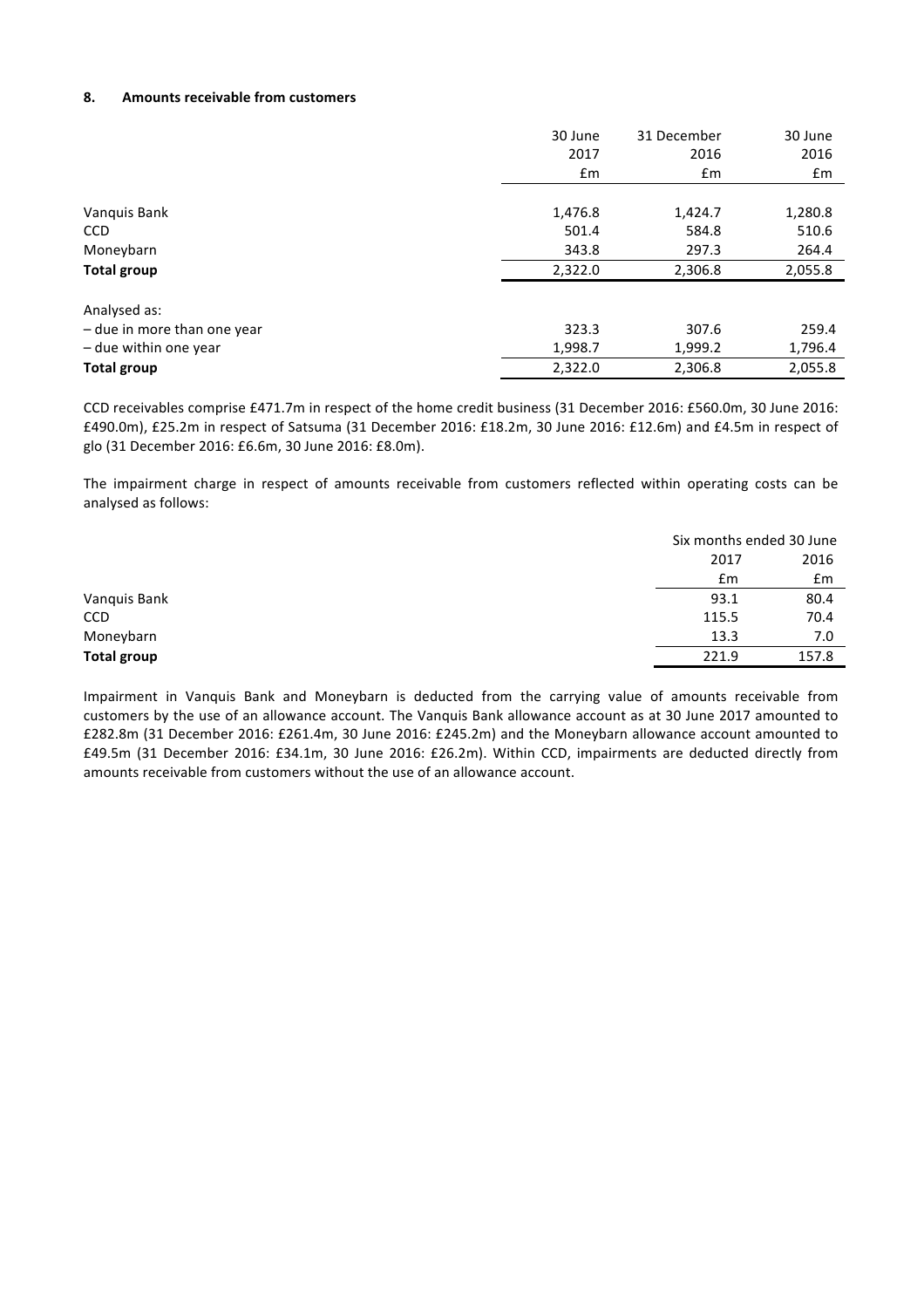### 8. Amounts receivable from customers

| | 30 June 2017 £m | 31 December 2016 £m | 30 June 2016 £m |
|---|---|---|---|
| Vanquis Bank | 1,476.8 | 1,424.7 | 1,280.8 |
| CCD | 501.4 | 584.8 | 510.6 |
| Moneybarn | 343.8 | 297.3 | 264.4 |
| **Total group** | 2,322.0 | 2,306.8 | 2,055.8 |
| Analysed as: | | | |
| – due in more than one year | 323.3 | 307.6 | 259.4 |
| – due within one year | 1,998.7 | 1,999.2 | 1,796.4 |
| **Total group** | 2,322.0 | 2,306.8 | 2,055.8 |

CCD receivables comprise £471.7m in respect of the home credit business (31 December 2016: £560.0m, 30 June 2016: £490.0m), £25.2m in respect of Satsuma (31 December 2016: £18.2m, 30 June 2016: £12.6m) and £4.5m in respect of glo (31 December 2016: £6.6m, 30 June 2016: £8.0m).

The impairment charge in respect of amounts receivable from customers reflected within operating costs can be analysed as follows:

| | Six months ended 30 June | |
|---|---|---|
| | 2017 £m | 2016 £m |
| Vanquis Bank | 93.1 | 80.4 |
| CCD | 115.5 | 70.4 |
| Moneybarn | 13.3 | 7.0 |
| **Total group** | 221.9 | 157.8 |

Impairment in Vanquis Bank and Moneybarn is deducted from the carrying value of amounts receivable from customers by the use of an allowance account. The Vanquis Bank allowance account as at 30 June 2017 amounted to £282.8m (31 December 2016: £261.4m, 30 June 2016: £245.2m) and the Moneybarn allowance account amounted to £49.5m (31 December 2016: £34.1m, 30 June 2016: £26.2m). Within CCD, impairments are deducted directly from amounts receivable from customers without the use of an allowance account.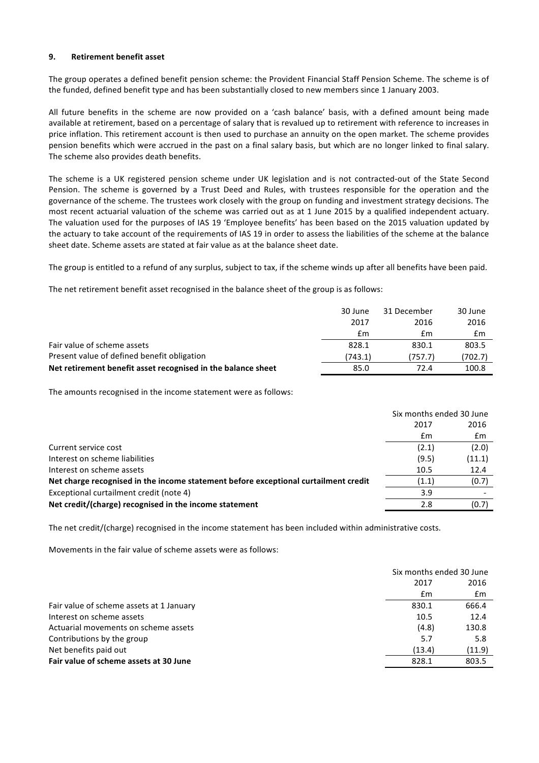### 9. Retirement benefit asset

The group operates a defined benefit pension scheme: the Provident Financial Staff Pension Scheme. The scheme is of the funded, defined benefit type and has been substantially closed to new members since 1 January 2003.

All future benefits in the scheme are now provided on a 'cash balance' basis, with a defined amount being made available at retirement, based on a percentage of salary that is revalued up to retirement with reference to increases in price inflation. This retirement account is then used to purchase an annuity on the open market. The scheme provides pension benefits which were accrued in the past on a final salary basis, but which are no longer linked to final salary. The scheme also provides death benefits.

The scheme is a UK registered pension scheme under UK legislation and is not contracted-out of the State Second Pension. The scheme is governed by a Trust Deed and Rules, with trustees responsible for the operation and the governance of the scheme. The trustees work closely with the group on funding and investment strategy decisions. The most recent actuarial valuation of the scheme was carried out as at 1 June 2015 by a qualified independent actuary. The valuation used for the purposes of IAS 19 'Employee benefits' has been based on the 2015 valuation updated by the actuary to take account of the requirements of IAS 19 in order to assess the liabilities of the scheme at the balance sheet date. Scheme assets are stated at fair value as at the balance sheet date.

The group is entitled to a refund of any surplus, subject to tax, if the scheme winds up after all benefits have been paid.

The net retirement benefit asset recognised in the balance sheet of the group is as follows:

| | 30 June 2017 £m | 31 December 2016 £m | 30 June 2016 £m |
|---|---|---|---|
| Fair value of scheme assets | 828.1 | 830.1 | 803.5 |
| Present value of defined benefit obligation | (743.1) | (757.7) | (702.7) |
| **Net retirement benefit asset recognised in the balance sheet** | **85.0** | **72.4** | **100.8** |

The amounts recognised in the income statement were as follows:

| | Six months ended 30 June | |
|---|---|---|
| | 2017 £m | 2016 £m |
| Current service cost | (2.1) | (2.0) |
| Interest on scheme liabilities | (9.5) | (11.1) |
| Interest on scheme assets | 10.5 | 12.4 |
| **Net charge recognised in the income statement before exceptional curtailment credit** | **(1.1)** | **(0.7)** |
| Exceptional curtailment credit (note 4) | 3.9 | - |
| **Net credit/(charge) recognised in the income statement** | **2.8** | **(0.7)** |

The net credit/(charge) recognised in the income statement has been included within administrative costs.

Movements in the fair value of scheme assets were as follows:

| | Six months ended 30 June | |
|---|---|---|
| | 2017 £m | 2016 £m |
| Fair value of scheme assets at 1 January | 830.1 | 666.4 |
| Interest on scheme assets | 10.5 | 12.4 |
| Actuarial movements on scheme assets | (4.8) | 130.8 |
| Contributions by the group | 5.7 | 5.8 |
| Net benefits paid out | (13.4) | (11.9) |
| **Fair value of scheme assets at 30 June** | **828.1** | **803.5** |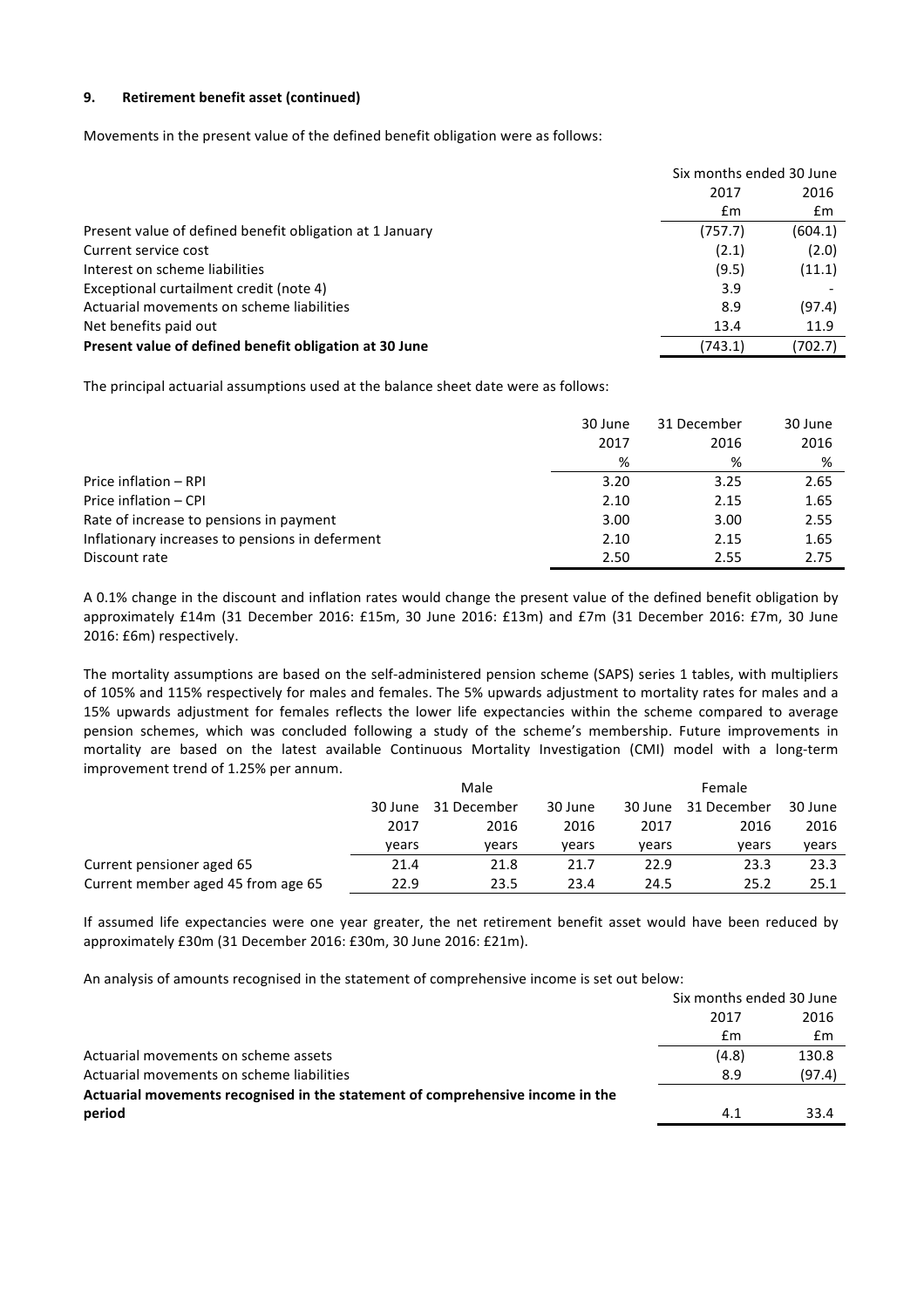## 9. Retirement benefit asset (continued)

Movements in the present value of the defined benefit obligation were as follows:

| | Six months ended 30 June | |
|---|---|---|
| | 2017 | 2016 |
| | £m | £m |
| Present value of defined benefit obligation at 1 January | (757.7) | (604.1) |
| Current service cost | (2.1) | (2.0) |
| Interest on scheme liabilities | (9.5) | (11.1) |
| Exceptional curtailment credit (note 4) | 3.9 | - |
| Actuarial movements on scheme liabilities | 8.9 | (97.4) |
| Net benefits paid out | 13.4 | 11.9 |
| **Present value of defined benefit obligation at 30 June** | (743.1) | (702.7) |

The principal actuarial assumptions used at the balance sheet date were as follows:

| | 30 June 2017 | 31 December 2016 | 30 June 2016 |
|---|---|---|---|
| | % | % | % |
| Price inflation – RPI | 3.20 | 3.25 | 2.65 |
| Price inflation – CPI | 2.10 | 2.15 | 1.65 |
| Rate of increase to pensions in payment | 3.00 | 3.00 | 2.55 |
| Inflationary increases to pensions in deferment | 2.10 | 2.15 | 1.65 |
| Discount rate | 2.50 | 2.55 | 2.75 |

A 0.1% change in the discount and inflation rates would change the present value of the defined benefit obligation by approximately £14m (31 December 2016: £15m, 30 June 2016: £13m) and £7m (31 December 2016: £7m, 30 June 2016: £6m) respectively.

The mortality assumptions are based on the self-administered pension scheme (SAPS) series 1 tables, with multipliers of 105% and 115% respectively for males and females. The 5% upwards adjustment to mortality rates for males and a 15% upwards adjustment for females reflects the lower life expectancies within the scheme compared to average pension schemes, which was concluded following a study of the scheme's membership. Future improvements in mortality are based on the latest available Continuous Mortality Investigation (CMI) model with a long-term improvement trend of 1.25% per annum.

| | Male | | | Female | | |
|---|---|---|---|---|---|---|
| | 30 June 2017 | 31 December 2016 | 30 June 2016 | 30 June 2017 | 31 December 2016 | 30 June 2016 |
| | years | years | years | years | years | years |
| Current pensioner aged 65 | 21.4 | 21.8 | 21.7 | 22.9 | 23.3 | 23.3 |
| Current member aged 45 from age 65 | 22.9 | 23.5 | 23.4 | 24.5 | 25.2 | 25.1 |

If assumed life expectancies were one year greater, the net retirement benefit asset would have been reduced by approximately £30m (31 December 2016: £30m, 30 June 2016: £21m).

An analysis of amounts recognised in the statement of comprehensive income is set out below:

| | Six months ended 30 June | |
|---|---|---|
| | 2017 | 2016 |
| | £m | £m |
| Actuarial movements on scheme assets | (4.8) | 130.8 |
| Actuarial movements on scheme liabilities | 8.9 | (97.4) |
| **Actuarial movements recognised in the statement of comprehensive income in the period** | 4.1 | 33.4 |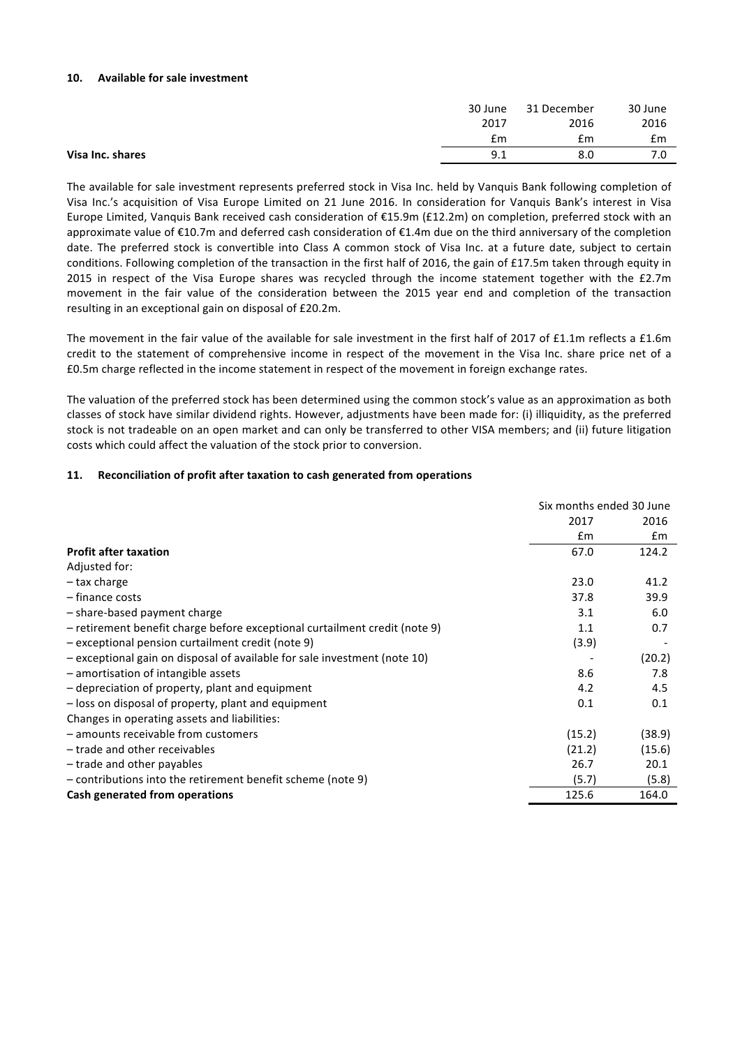## 10. Available for sale investment

| | 30 June 2017 | 31 December 2016 | 30 June 2016 |
|---|---|---|---|
| | £m | £m | £m |
| **Visa Inc. shares** | 9.1 | 8.0 | 7.0 |

The available for sale investment represents preferred stock in Visa Inc. held by Vanquis Bank following completion of Visa Inc.'s acquisition of Visa Europe Limited on 21 June 2016. In consideration for Vanquis Bank's interest in Visa Europe Limited, Vanquis Bank received cash consideration of €15.9m (£12.2m) on completion, preferred stock with an approximate value of €10.7m and deferred cash consideration of €1.4m due on the third anniversary of the completion date. The preferred stock is convertible into Class A common stock of Visa Inc. at a future date, subject to certain conditions. Following completion of the transaction in the first half of 2016, the gain of £17.5m taken through equity in 2015 in respect of the Visa Europe shares was recycled through the income statement together with the £2.7m movement in the fair value of the consideration between the 2015 year end and completion of the transaction resulting in an exceptional gain on disposal of £20.2m.

The movement in the fair value of the available for sale investment in the first half of 2017 of £1.1m reflects a £1.6m credit to the statement of comprehensive income in respect of the movement in the Visa Inc. share price net of a £0.5m charge reflected in the income statement in respect of the movement in foreign exchange rates.

The valuation of the preferred stock has been determined using the common stock's value as an approximation as both classes of stock have similar dividend rights. However, adjustments have been made for: (i) illiquidity, as the preferred stock is not tradeable on an open market and can only be transferred to other VISA members; and (ii) future litigation costs which could affect the valuation of the stock prior to conversion.

## 11. Reconciliation of profit after taxation to cash generated from operations

| | Six months ended 30 June | |
|---|---|---|
| | 2017 | 2016 |
| | £m | £m |
| **Profit after taxation** | 67.0 | 124.2 |
| Adjusted for: | | |
| – tax charge | 23.0 | 41.2 |
| – finance costs | 37.8 | 39.9 |
| – share-based payment charge | 3.1 | 6.0 |
| – retirement benefit charge before exceptional curtailment credit (note 9) | 1.1 | 0.7 |
| – exceptional pension curtailment credit (note 9) | (3.9) | - |
| – exceptional gain on disposal of available for sale investment (note 10) | - | (20.2) |
| – amortisation of intangible assets | 8.6 | 7.8 |
| – depreciation of property, plant and equipment | 4.2 | 4.5 |
| – loss on disposal of property, plant and equipment | 0.1 | 0.1 |
| Changes in operating assets and liabilities: | | |
| – amounts receivable from customers | (15.2) | (38.9) |
| – trade and other receivables | (21.2) | (15.6) |
| – trade and other payables | 26.7 | 20.1 |
| – contributions into the retirement benefit scheme (note 9) | (5.7) | (5.8) |
| **Cash generated from operations** | 125.6 | 164.0 |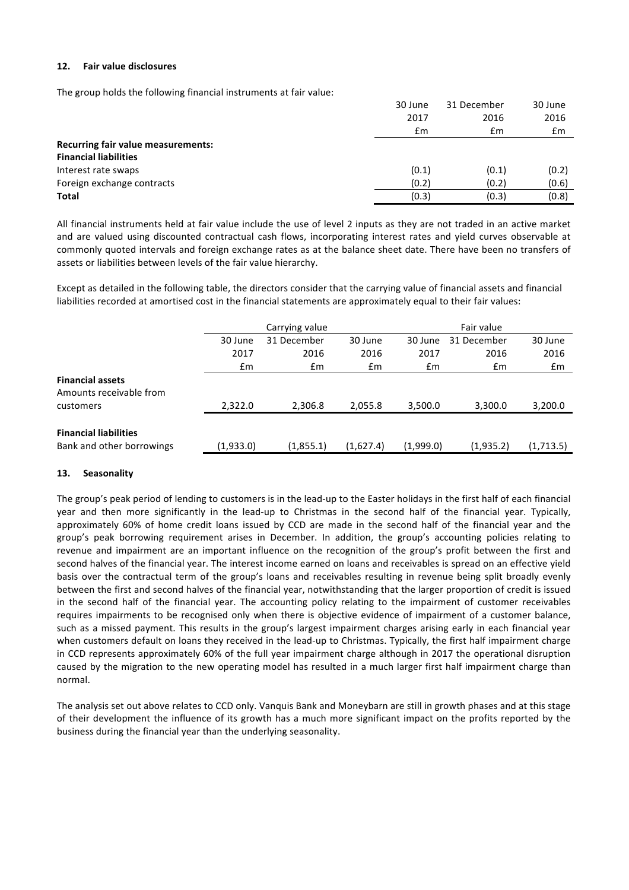### 12. Fair value disclosures

The group holds the following financial instruments at fair value:

| | 30 June 2017 £m | 31 December 2016 £m | 30 June 2016 £m |
|---|---|---|---|
| **Recurring fair value measurements:** | | | |
| **Financial liabilities** | | | |
| Interest rate swaps | (0.1) | (0.1) | (0.2) |
| Foreign exchange contracts | (0.2) | (0.2) | (0.6) |
| **Total** | (0.3) | (0.3) | (0.8) |

All financial instruments held at fair value include the use of level 2 inputs as they are not traded in an active market and are valued using discounted contractual cash flows, incorporating interest rates and yield curves observable at commonly quoted intervals and foreign exchange rates as at the balance sheet date. There have been no transfers of assets or liabilities between levels of the fair value hierarchy.

Except as detailed in the following table, the directors consider that the carrying value of financial assets and financial liabilities recorded at amortised cost in the financial statements are approximately equal to their fair values:

| | Carrying value | | | Fair value | | |
|---|---|---|---|---|---|---|
| | 30 June 2017 £m | 31 December 2016 £m | 30 June 2016 £m | 30 June 2017 £m | 31 December 2016 £m | 30 June 2016 £m |
| **Financial assets** | | | | | | |
| Amounts receivable from customers | 2,322.0 | 2,306.8 | 2,055.8 | 3,500.0 | 3,300.0 | 3,200.0 |
| **Financial liabilities** | | | | | | |
| Bank and other borrowings | (1,933.0) | (1,855.1) | (1,627.4) | (1,999.0) | (1,935.2) | (1,713.5) |

### 13. Seasonality

The group's peak period of lending to customers is in the lead-up to the Easter holidays in the first half of each financial year and then more significantly in the lead-up to Christmas in the second half of the financial year. Typically, approximately 60% of home credit loans issued by CCD are made in the second half of the financial year and the group's peak borrowing requirement arises in December. In addition, the group's accounting policies relating to revenue and impairment are an important influence on the recognition of the group's profit between the first and second halves of the financial year. The interest income earned on loans and receivables is spread on an effective yield basis over the contractual term of the group's loans and receivables resulting in revenue being split broadly evenly between the first and second halves of the financial year, notwithstanding that the larger proportion of credit is issued in the second half of the financial year. The accounting policy relating to the impairment of customer receivables requires impairments to be recognised only when there is objective evidence of impairment of a customer balance, such as a missed payment. This results in the group's largest impairment charges arising early in each financial year when customers default on loans they received in the lead-up to Christmas. Typically, the first half impairment charge in CCD represents approximately 60% of the full year impairment charge although in 2017 the operational disruption caused by the migration to the new operating model has resulted in a much larger first half impairment charge than normal.

The analysis set out above relates to CCD only. Vanquis Bank and Moneybarn are still in growth phases and at this stage of their development the influence of its growth has a much more significant impact on the profits reported by the business during the financial year than the underlying seasonality.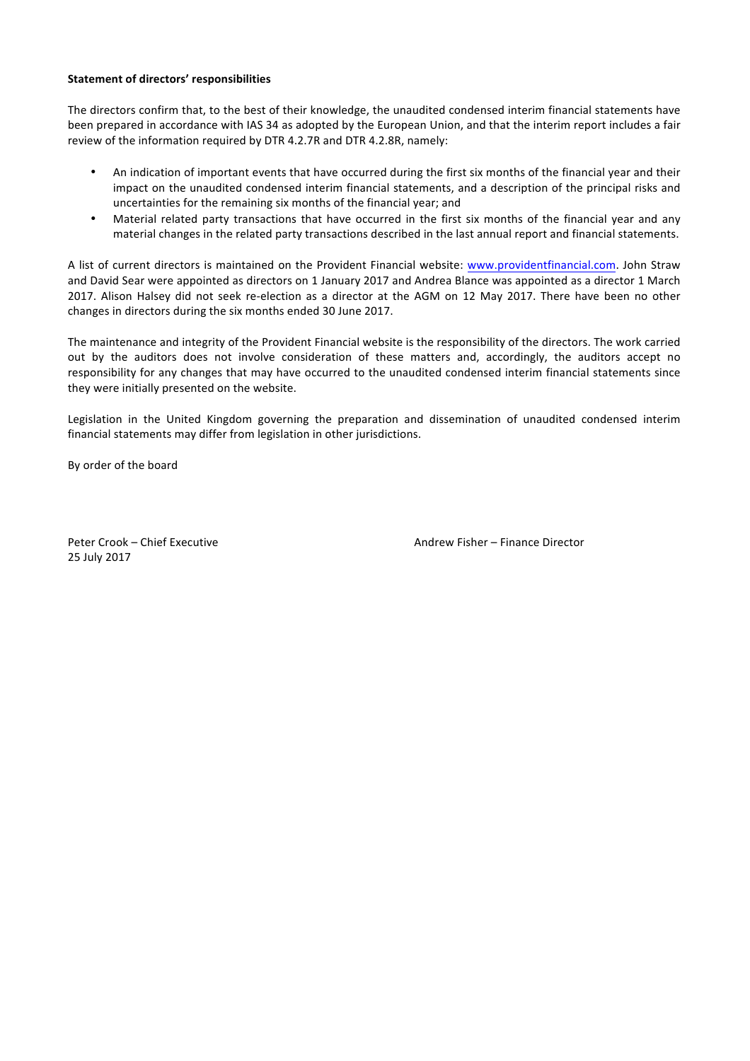**Statement of directors' responsibilities**

The directors confirm that, to the best of their knowledge, the unaudited condensed interim financial statements have been prepared in accordance with IAS 34 as adopted by the European Union, and that the interim report includes a fair review of the information required by DTR 4.2.7R and DTR 4.2.8R, namely:

- An indication of important events that have occurred during the first six months of the financial year and their impact on the unaudited condensed interim financial statements, and a description of the principal risks and uncertainties for the remaining six months of the financial year; and
- Material related party transactions that have occurred in the first six months of the financial year and any material changes in the related party transactions described in the last annual report and financial statements.

A list of current directors is maintained on the Provident Financial website: www.providentfinancial.com. John Straw and David Sear were appointed as directors on 1 January 2017 and Andrea Blance was appointed as a director 1 March 2017. Alison Halsey did not seek re-election as a director at the AGM on 12 May 2017. There have been no other changes in directors during the six months ended 30 June 2017.

The maintenance and integrity of the Provident Financial website is the responsibility of the directors. The work carried out by the auditors does not involve consideration of these matters and, accordingly, the auditors accept no responsibility for any changes that may have occurred to the unaudited condensed interim financial statements since they were initially presented on the website.

Legislation in the United Kingdom governing the preparation and dissemination of unaudited condensed interim financial statements may differ from legislation in other jurisdictions.

By order of the board

Peter Crook – Chief Executive
25 July 2017

Andrew Fisher – Finance Director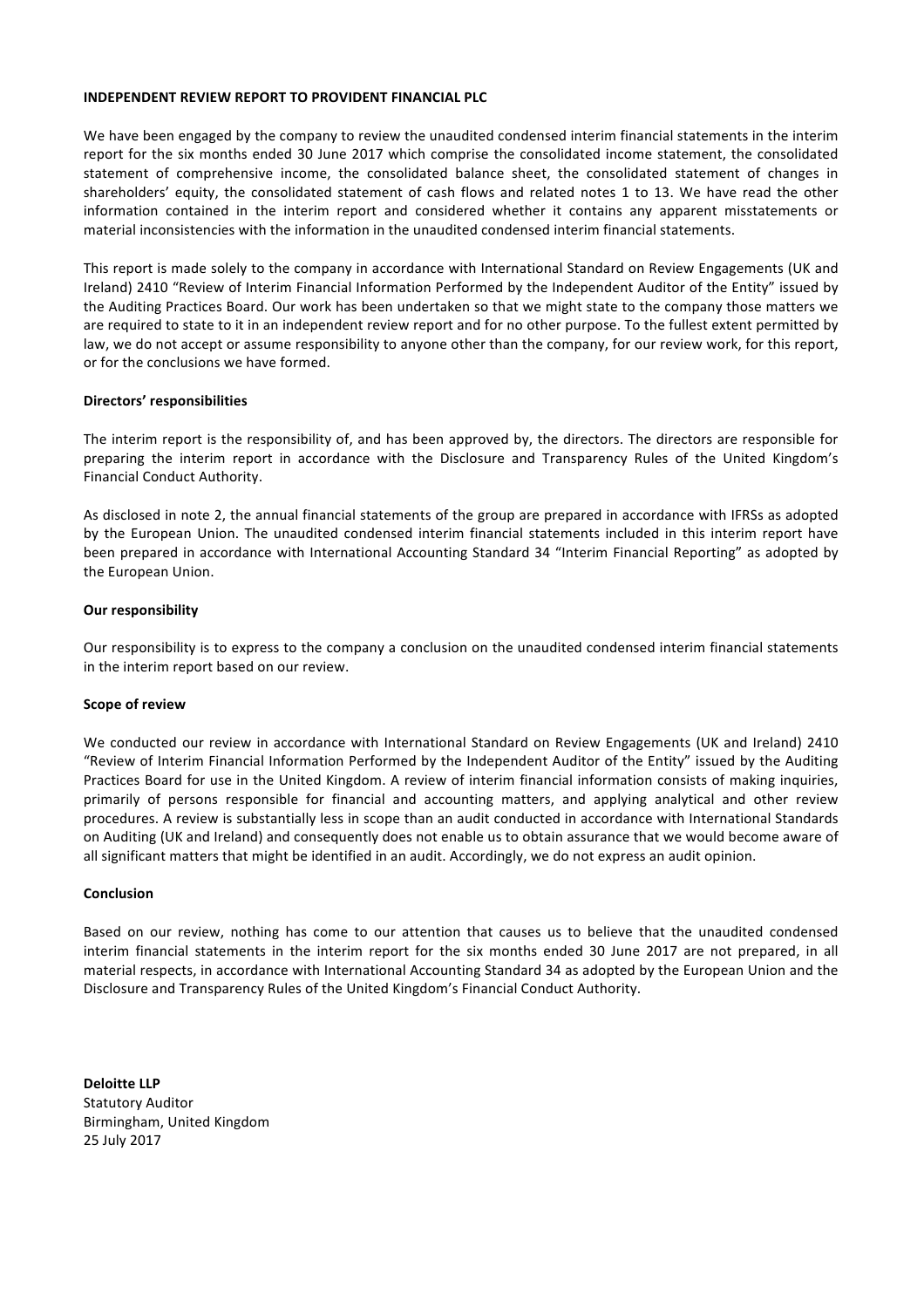## INDEPENDENT REVIEW REPORT TO PROVIDENT FINANCIAL PLC

We have been engaged by the company to review the unaudited condensed interim financial statements in the interim report for the six months ended 30 June 2017 which comprise the consolidated income statement, the consolidated statement of comprehensive income, the consolidated balance sheet, the consolidated statement of changes in shareholders' equity, the consolidated statement of cash flows and related notes 1 to 13. We have read the other information contained in the interim report and considered whether it contains any apparent misstatements or material inconsistencies with the information in the unaudited condensed interim financial statements.

This report is made solely to the company in accordance with International Standard on Review Engagements (UK and Ireland) 2410 "Review of Interim Financial Information Performed by the Independent Auditor of the Entity" issued by the Auditing Practices Board. Our work has been undertaken so that we might state to the company those matters we are required to state to it in an independent review report and for no other purpose. To the fullest extent permitted by law, we do not accept or assume responsibility to anyone other than the company, for our review work, for this report, or for the conclusions we have formed.

### Directors' responsibilities

The interim report is the responsibility of, and has been approved by, the directors. The directors are responsible for preparing the interim report in accordance with the Disclosure and Transparency Rules of the United Kingdom's Financial Conduct Authority.

As disclosed in note 2, the annual financial statements of the group are prepared in accordance with IFRSs as adopted by the European Union. The unaudited condensed interim financial statements included in this interim report have been prepared in accordance with International Accounting Standard 34 "Interim Financial Reporting" as adopted by the European Union.

### Our responsibility

Our responsibility is to express to the company a conclusion on the unaudited condensed interim financial statements in the interim report based on our review.

### Scope of review

We conducted our review in accordance with International Standard on Review Engagements (UK and Ireland) 2410 "Review of Interim Financial Information Performed by the Independent Auditor of the Entity" issued by the Auditing Practices Board for use in the United Kingdom. A review of interim financial information consists of making inquiries, primarily of persons responsible for financial and accounting matters, and applying analytical and other review procedures. A review is substantially less in scope than an audit conducted in accordance with International Standards on Auditing (UK and Ireland) and consequently does not enable us to obtain assurance that we would become aware of all significant matters that might be identified in an audit. Accordingly, we do not express an audit opinion.

### Conclusion

Based on our review, nothing has come to our attention that causes us to believe that the unaudited condensed interim financial statements in the interim report for the six months ended 30 June 2017 are not prepared, in all material respects, in accordance with International Accounting Standard 34 as adopted by the European Union and the Disclosure and Transparency Rules of the United Kingdom's Financial Conduct Authority.

**Deloitte LLP**
Statutory Auditor
Birmingham, United Kingdom
25 July 2017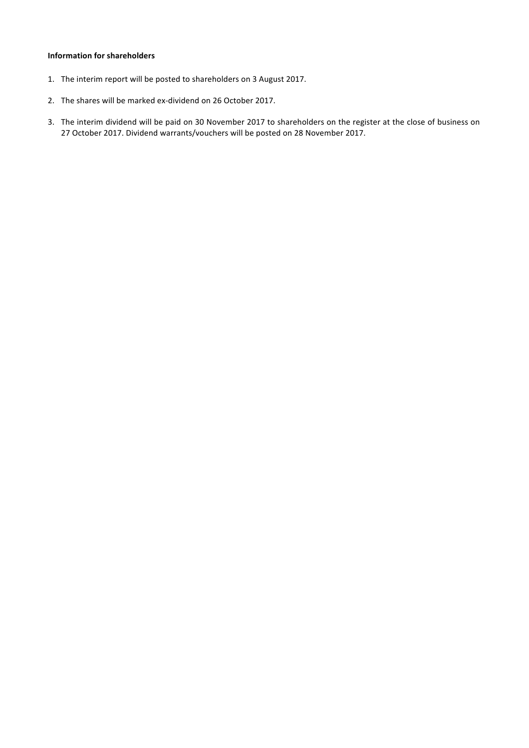**Information for shareholders**

1. The interim report will be posted to shareholders on 3 August 2017.

2. The shares will be marked ex-dividend on 26 October 2017.

3. The interim dividend will be paid on 30 November 2017 to shareholders on the register at the close of business on 27 October 2017. Dividend warrants/vouchers will be posted on 28 November 2017.